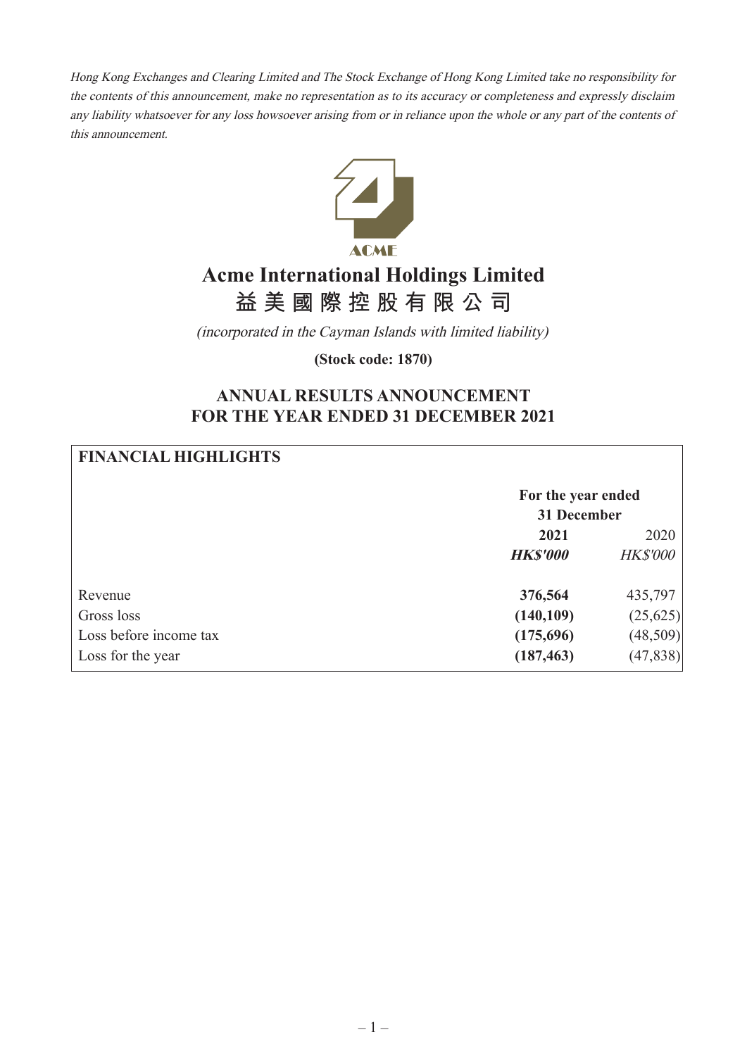*Hong Kong Exchanges and Clearing Limited and The Stock Exchange of Hong Kong Limited take no responsibility for the contents of this announcement, make no representation as to its accuracy or completeness and expressly disclaim any liability whatsoever for any loss howsoever arising from or in reliance upon the whole or any part of the contents of this announcement.*

ACME

# Acme International Holdings Limited
# 益美國際控股有限公司

*(incorporated in the Cayman Islands with limited liability)*

**(Stock code: 1870)**

## ANNUAL RESULTS ANNOUNCEMENT FOR THE YEAR ENDED 31 DECEMBER 2021

### FINANCIAL HIGHLIGHTS

| | For the year ended 31 December | |
|---|---|---|
| | **2021** | 2020 |
| | ***HK$'000*** | *HK$'000* |
| Revenue | **376,564** | 435,797 |
| Gross loss | **(140,109)** | (25,625) |
| Loss before income tax | **(175,696)** | (48,509) |
| Loss for the year | **(187,463)** | (47,838) |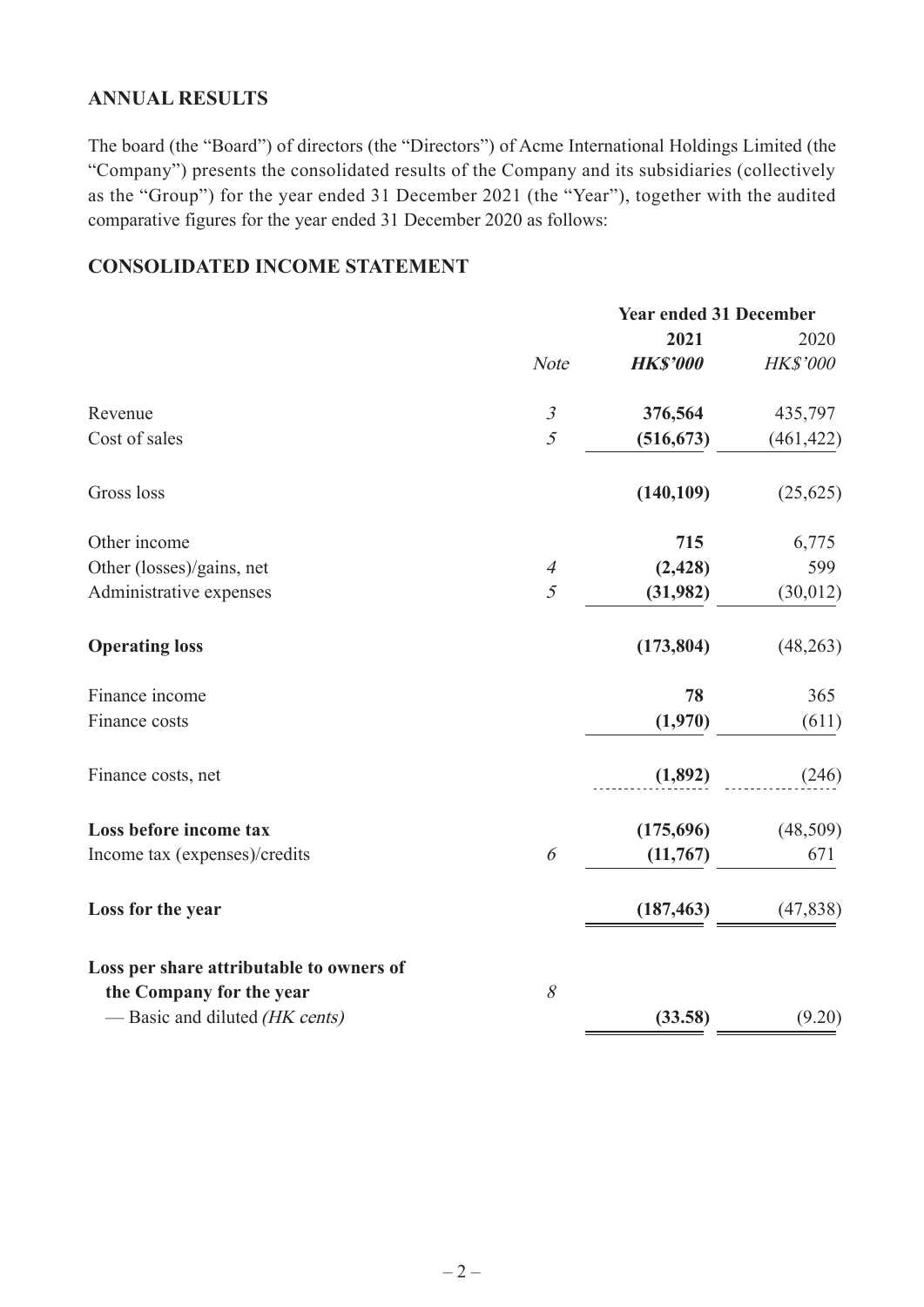## ANNUAL RESULTS

The board (the "Board") of directors (the "Directors") of Acme International Holdings Limited (the "Company") presents the consolidated results of the Company and its subsidiaries (collectively as the "Group") for the year ended 31 December 2021 (the "Year"), together with the audited comparative figures for the year ended 31 December 2020 as follows:

## CONSOLIDATED INCOME STATEMENT

| | | Year ended 31 December | |
|---|---|---|---|
| | | **2021** | 2020 |
| | *Note* | ***HK$'000*** | *HK$'000* |
| Revenue | *3* | **376,564** | 435,797 |
| Cost of sales | *5* | **(516,673)** | (461,422) |
| Gross loss | | **(140,109)** | (25,625) |
| Other income | | **715** | 6,775 |
| Other (losses)/gains, net | *4* | **(2,428)** | 599 |
| Administrative expenses | *5* | **(31,982)** | (30,012) |
| **Operating loss** | | **(173,804)** | (48,263) |
| Finance income | | **78** | 365 |
| Finance costs | | **(1,970)** | (611) |
| Finance costs, net | | **(1,892)** | (246) |
| **Loss before income tax** | | **(175,696)** | (48,509) |
| Income tax (expenses)/credits | *6* | **(11,767)** | 671 |
| **Loss for the year** | | **(187,463)** | (47,838) |
| **Loss per share attributable to owners of the Company for the year** | *8* | | |
| — Basic and diluted *(HK cents)* | | **(33.58)** | (9.20) |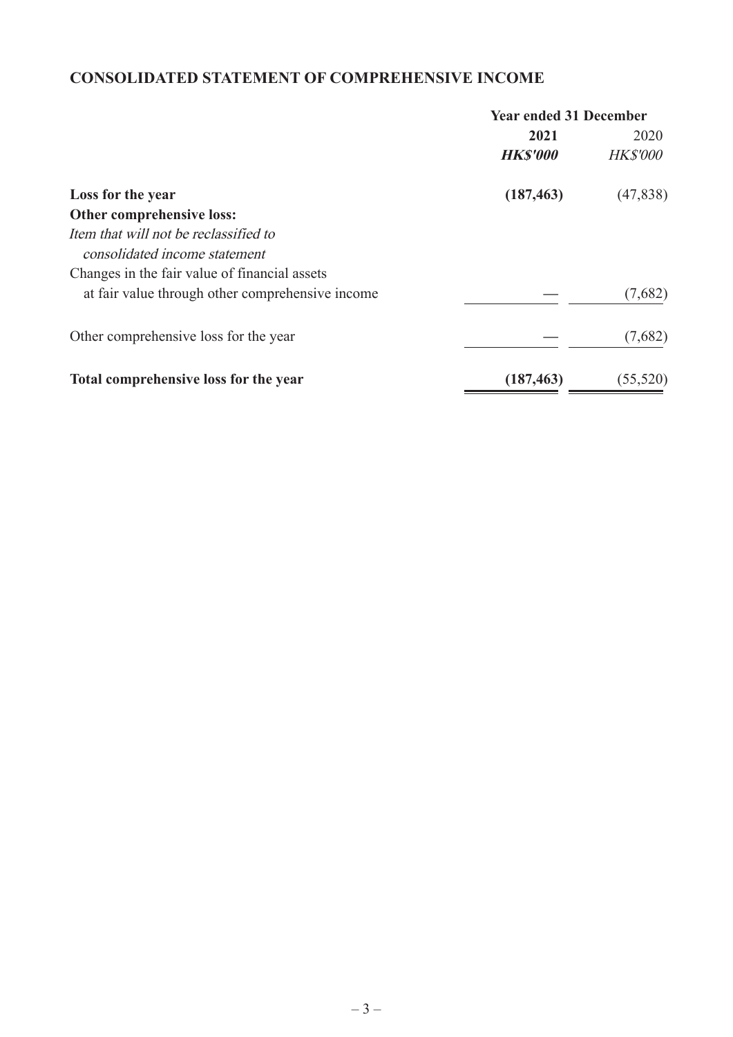## CONSOLIDATED STATEMENT OF COMPREHENSIVE INCOME

| | Year ended 31 December | |
|---|---|---|
| | **2021** | 2020 |
| | ***HK$'000*** | *HK$'000* |
| **Loss for the year** | **(187,463)** | (47,838) |
| **Other comprehensive loss:** | | |
| *Item that will not be reclassified to consolidated income statement* | | |
| Changes in the fair value of financial assets at fair value through other comprehensive income | — | (7,682) |
| Other comprehensive loss for the year | — | (7,682) |
| **Total comprehensive loss for the year** | **(187,463)** | (55,520) |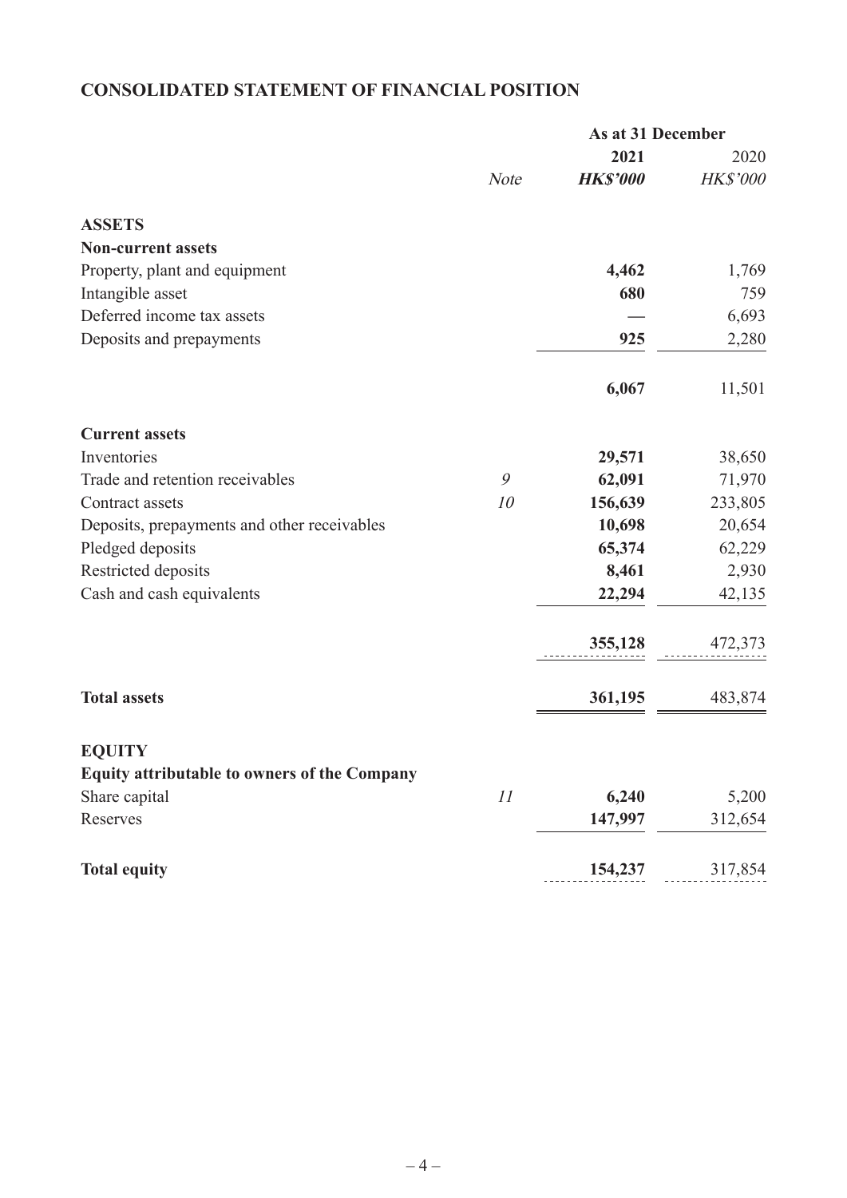## CONSOLIDATED STATEMENT OF FINANCIAL POSITION

| | | As at 31 December | |
|---|---|---|---|
| | | **2021** | 2020 |
| | *Note* | ***HK$'000*** | *HK$'000* |
| **ASSETS** | | | |
| **Non-current assets** | | | |
| Property, plant and equipment | | **4,462** | 1,769 |
| Intangible asset | | **680** | 759 |
| Deferred income tax assets | | **—** | 6,693 |
| Deposits and prepayments | | **925** | 2,280 |
| | | **6,067** | 11,501 |
| **Current assets** | | | |
| Inventories | | **29,571** | 38,650 |
| Trade and retention receivables | *9* | **62,091** | 71,970 |
| Contract assets | *10* | **156,639** | 233,805 |
| Deposits, prepayments and other receivables | | **10,698** | 20,654 |
| Pledged deposits | | **65,374** | 62,229 |
| Restricted deposits | | **8,461** | 2,930 |
| Cash and cash equivalents | | **22,294** | 42,135 |
| | | **355,128** | 472,373 |
| **Total assets** | | **361,195** | 483,874 |
| **EQUITY** | | | |
| **Equity attributable to owners of the Company** | | | |
| Share capital | *11* | **6,240** | 5,200 |
| Reserves | | **147,997** | 312,654 |
| **Total equity** | | **154,237** | 317,854 |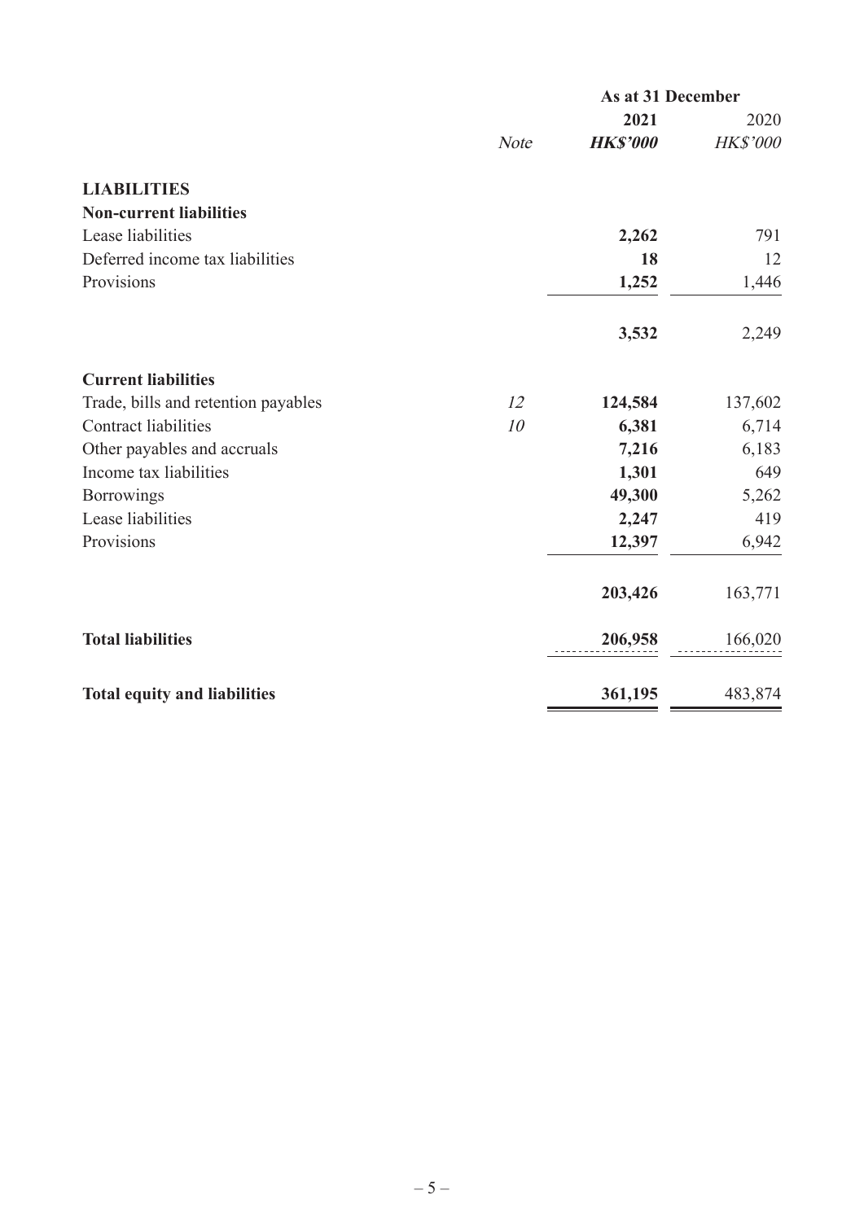| | Note | As at 31 December 2021 HK$'000 | 2020 HK$'000 |
|---|---|---|---|
| **LIABILITIES** | | | |
| **Non-current liabilities** | | | |
| Lease liabilities | | **2,262** | 791 |
| Deferred income tax liabilities | | **18** | 12 |
| Provisions | | **1,252** | 1,446 |
| | | **3,532** | 2,249 |
| **Current liabilities** | | | |
| Trade, bills and retention payables | 12 | **124,584** | 137,602 |
| Contract liabilities | 10 | **6,381** | 6,714 |
| Other payables and accruals | | **7,216** | 6,183 |
| Income tax liabilities | | **1,301** | 649 |
| Borrowings | | **49,300** | 5,262 |
| Lease liabilities | | **2,247** | 419 |
| Provisions | | **12,397** | 6,942 |
| | | **203,426** | 163,771 |
| **Total liabilities** | | **206,958** | 166,020 |
| **Total equity and liabilities** | | **361,195** | 483,874 |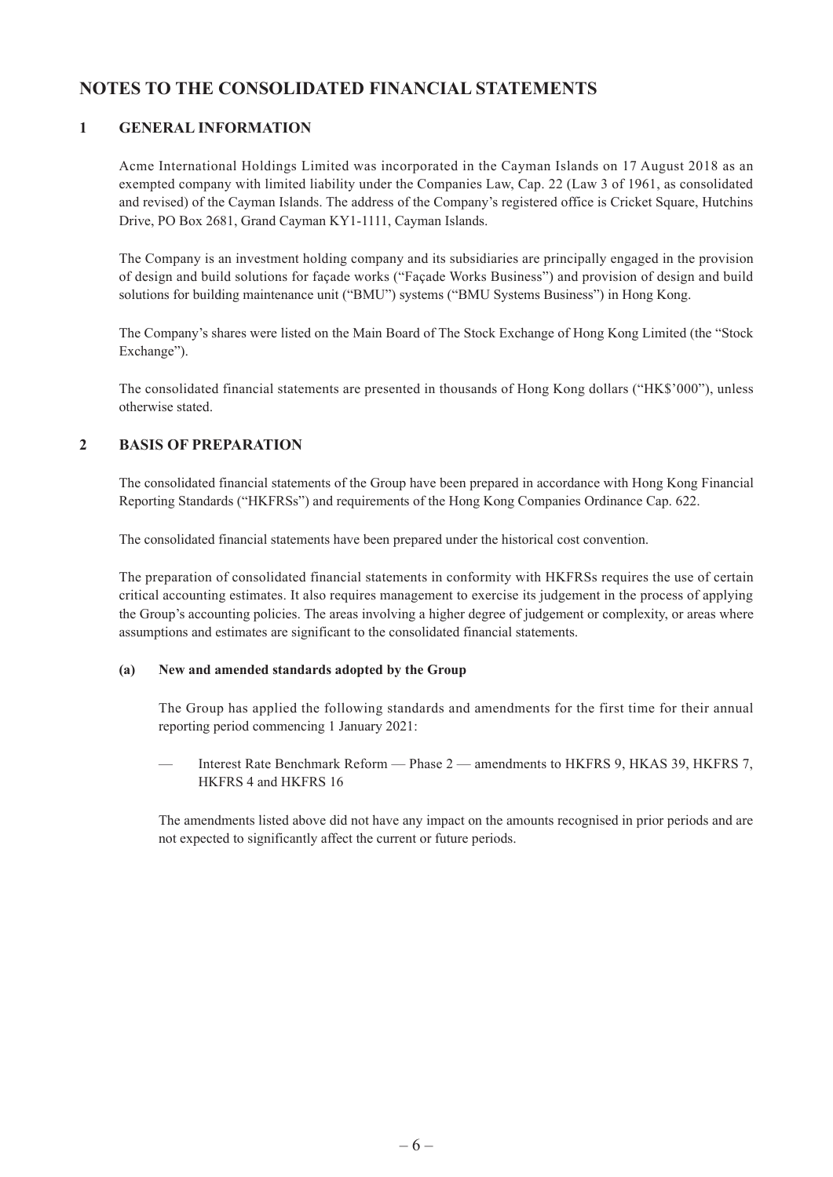# NOTES TO THE CONSOLIDATED FINANCIAL STATEMENTS

## 1 GENERAL INFORMATION

Acme International Holdings Limited was incorporated in the Cayman Islands on 17 August 2018 as an exempted company with limited liability under the Companies Law, Cap. 22 (Law 3 of 1961, as consolidated and revised) of the Cayman Islands. The address of the Company's registered office is Cricket Square, Hutchins Drive, PO Box 2681, Grand Cayman KY1-1111, Cayman Islands.

The Company is an investment holding company and its subsidiaries are principally engaged in the provision of design and build solutions for façade works ("Façade Works Business") and provision of design and build solutions for building maintenance unit ("BMU") systems ("BMU Systems Business") in Hong Kong.

The Company's shares were listed on the Main Board of The Stock Exchange of Hong Kong Limited (the "Stock Exchange").

The consolidated financial statements are presented in thousands of Hong Kong dollars ("HK$'000"), unless otherwise stated.

## 2 BASIS OF PREPARATION

The consolidated financial statements of the Group have been prepared in accordance with Hong Kong Financial Reporting Standards ("HKFRSs") and requirements of the Hong Kong Companies Ordinance Cap. 622.

The consolidated financial statements have been prepared under the historical cost convention.

The preparation of consolidated financial statements in conformity with HKFRSs requires the use of certain critical accounting estimates. It also requires management to exercise its judgement in the process of applying the Group's accounting policies. The areas involving a higher degree of judgement or complexity, or areas where assumptions and estimates are significant to the consolidated financial statements.

### (a) New and amended standards adopted by the Group

The Group has applied the following standards and amendments for the first time for their annual reporting period commencing 1 January 2021:

— Interest Rate Benchmark Reform — Phase 2 — amendments to HKFRS 9, HKAS 39, HKFRS 7, HKFRS 4 and HKFRS 16

The amendments listed above did not have any impact on the amounts recognised in prior periods and are not expected to significantly affect the current or future periods.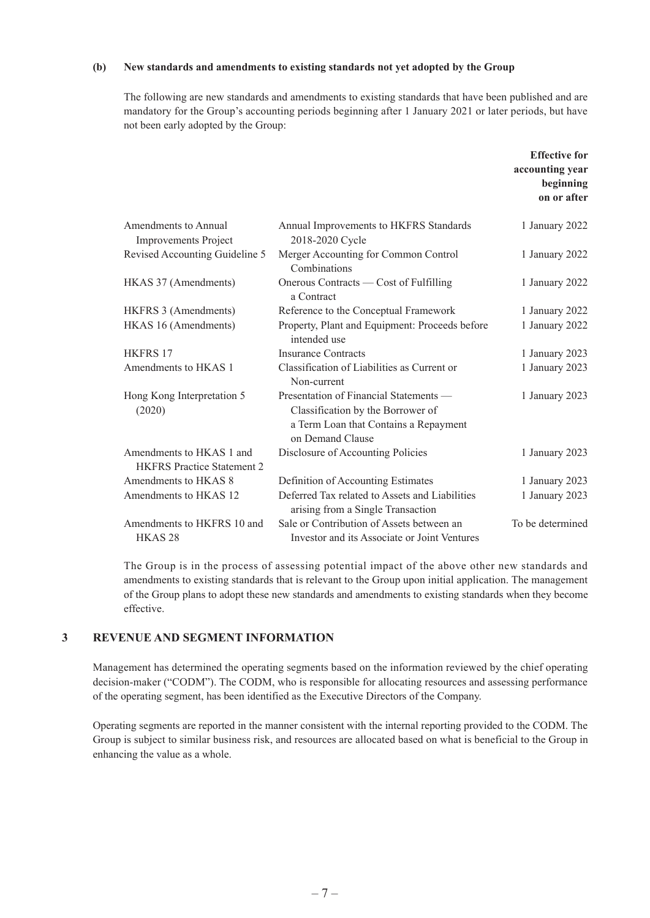**(b) New standards and amendments to existing standards not yet adopted by the Group**

The following are new standards and amendments to existing standards that have been published and are mandatory for the Group's accounting periods beginning after 1 January 2021 or later periods, but have not been early adopted by the Group:

| | | **Effective for accounting year beginning on or after** |
|---|---|---|
| Amendments to Annual Improvements Project | Annual Improvements to HKFRS Standards 2018-2020 Cycle | 1 January 2022 |
| Revised Accounting Guideline 5 | Merger Accounting for Common Control Combinations | 1 January 2022 |
| HKAS 37 (Amendments) | Onerous Contracts — Cost of Fulfilling a Contract | 1 January 2022 |
| HKFRS 3 (Amendments) | Reference to the Conceptual Framework | 1 January 2022 |
| HKAS 16 (Amendments) | Property, Plant and Equipment: Proceeds before intended use | 1 January 2022 |
| HKFRS 17 | Insurance Contracts | 1 January 2023 |
| Amendments to HKAS 1 | Classification of Liabilities as Current or Non-current | 1 January 2023 |
| Hong Kong Interpretation 5 (2020) | Presentation of Financial Statements — Classification by the Borrower of a Term Loan that Contains a Repayment on Demand Clause | 1 January 2023 |
| Amendments to HKAS 1 and HKFRS Practice Statement 2 | Disclosure of Accounting Policies | 1 January 2023 |
| Amendments to HKAS 8 | Definition of Accounting Estimates | 1 January 2023 |
| Amendments to HKAS 12 | Deferred Tax related to Assets and Liabilities arising from a Single Transaction | 1 January 2023 |
| Amendments to HKFRS 10 and HKAS 28 | Sale or Contribution of Assets between an Investor and its Associate or Joint Ventures | To be determined |

The Group is in the process of assessing potential impact of the above other new standards and amendments to existing standards that is relevant to the Group upon initial application. The management of the Group plans to adopt these new standards and amendments to existing standards when they become effective.

## 3 REVENUE AND SEGMENT INFORMATION

Management has determined the operating segments based on the information reviewed by the chief operating decision-maker ("CODM"). The CODM, who is responsible for allocating resources and assessing performance of the operating segment, has been identified as the Executive Directors of the Company.

Operating segments are reported in the manner consistent with the internal reporting provided to the CODM. The Group is subject to similar business risk, and resources are allocated based on what is beneficial to the Group in enhancing the value as a whole.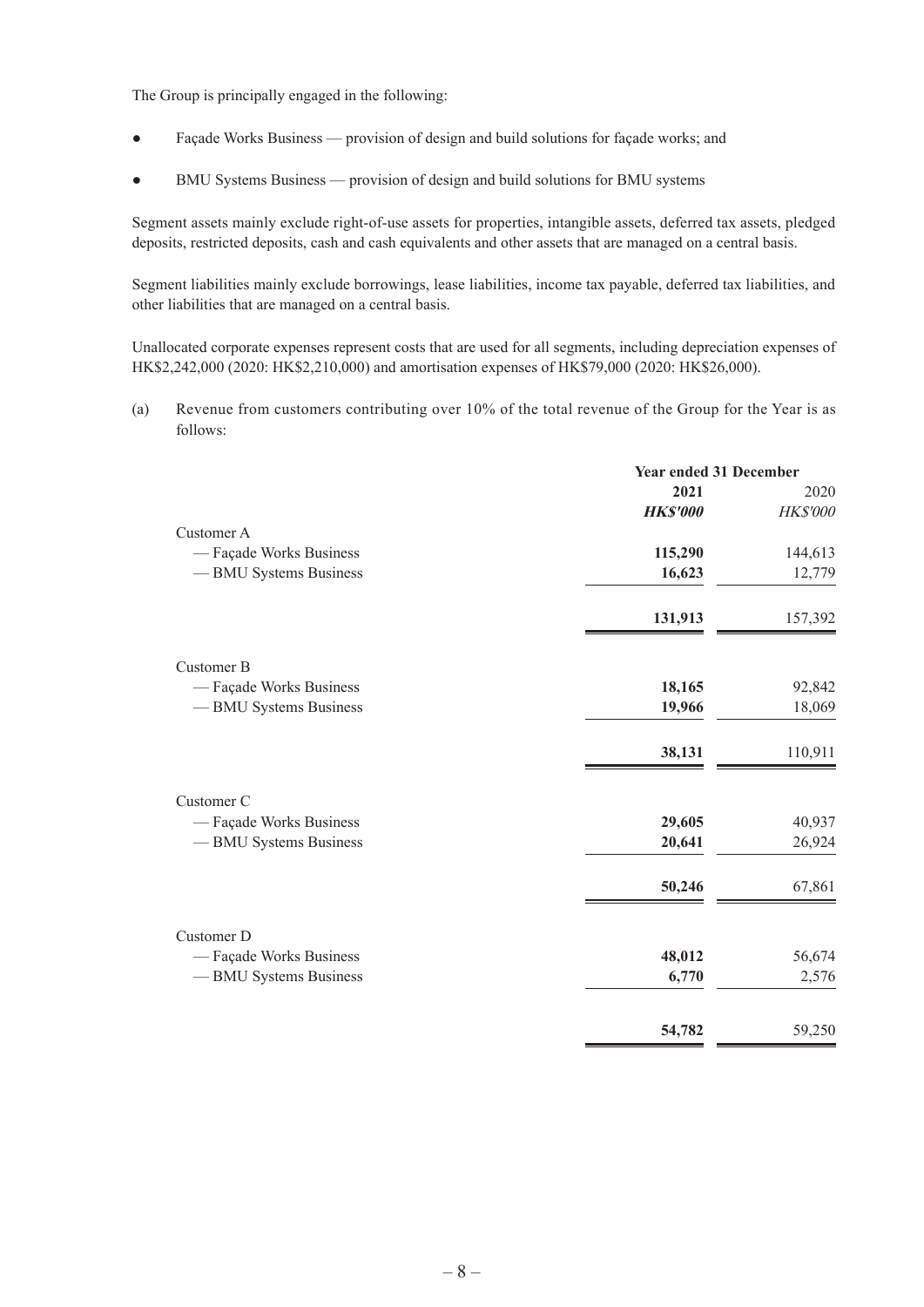The Group is principally engaged in the following:

- Façade Works Business — provision of design and build solutions for façade works; and
- BMU Systems Business — provision of design and build solutions for BMU systems

Segment assets mainly exclude right-of-use assets for properties, intangible assets, deferred tax assets, pledged deposits, restricted deposits, cash and cash equivalents and other assets that are managed on a central basis.

Segment liabilities mainly exclude borrowings, lease liabilities, income tax payable, deferred tax liabilities, and other liabilities that are managed on a central basis.

Unallocated corporate expenses represent costs that are used for all segments, including depreciation expenses of HK$2,242,000 (2020: HK$2,210,000) and amortisation expenses of HK$79,000 (2020: HK$26,000).

(a) Revenue from customers contributing over 10% of the total revenue of the Group for the Year is as follows:

| | Year ended 31 December | |
|---|---|---|
| | **2021** | 2020 |
| | ***HK$'000*** | *HK$'000* |
| Customer A | | |
| — Façade Works Business | **115,290** | 144,613 |
| — BMU Systems Business | **16,623** | 12,779 |
| | **131,913** | 157,392 |
| Customer B | | |
| — Façade Works Business | **18,165** | 92,842 |
| — BMU Systems Business | **19,966** | 18,069 |
| | **38,131** | 110,911 |
| Customer C | | |
| — Façade Works Business | **29,605** | 40,937 |
| — BMU Systems Business | **20,641** | 26,924 |
| | **50,246** | 67,861 |
| Customer D | | |
| — Façade Works Business | **48,012** | 56,674 |
| — BMU Systems Business | **6,770** | 2,576 |
| | **54,782** | 59,250 |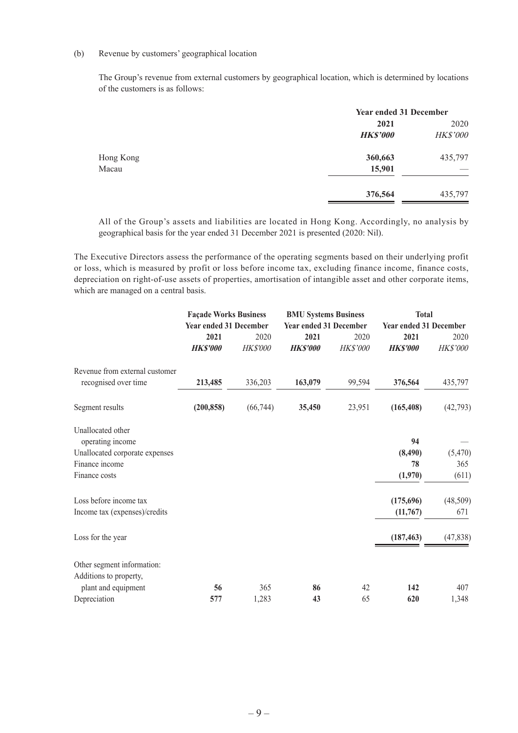(b) Revenue by customers' geographical location

The Group's revenue from external customers by geographical location, which is determined by locations of the customers is as follows:

| | Year ended 31 December | |
|---|---|---|
| | **2021** | 2020 |
| | ***HK$'000*** | *HK$'000* |
| Hong Kong | **360,663** | 435,797 |
| Macau | **15,901** | — |
| | **376,564** | 435,797 |

All of the Group's assets and liabilities are located in Hong Kong. Accordingly, no analysis by geographical basis for the year ended 31 December 2021 is presented (2020: Nil).

The Executive Directors assess the performance of the operating segments based on their underlying profit or loss, which is measured by profit or loss before income tax, excluding finance income, finance costs, depreciation on right-of-use assets of properties, amortisation of intangible asset and other corporate items, which are managed on a central basis.

| | Façade Works Business | | BMU Systems Business | | Total | |
|---|---|---|---|---|---|---|
| | Year ended 31 December | | Year ended 31 December | | Year ended 31 December | |
| | **2021** | 2020 | **2021** | 2020 | **2021** | 2020 |
| | ***HK$'000*** | *HK$'000* | ***HK$'000*** | *HK$'000* | ***HK$'000*** | *HK$'000* |
| Revenue from external customer recognised over time | **213,485** | 336,203 | **163,079** | 99,594 | **376,564** | 435,797 |
| Segment results | **(200,858)** | (66,744) | **35,450** | 23,951 | **(165,408)** | (42,793) |
| Unallocated other operating income | | | | | **94** | — |
| Unallocated corporate expenses | | | | | **(8,490)** | (5,470) |
| Finance income | | | | | **78** | 365 |
| Finance costs | | | | | **(1,970)** | (611) |
| Loss before income tax | | | | | **(175,696)** | (48,509) |
| Income tax (expenses)/credits | | | | | **(11,767)** | 671 |
| Loss for the year | | | | | **(187,463)** | (47,838) |
| Other segment information: | | | | | | |
| Additions to property, plant and equipment | **56** | 365 | **86** | 42 | **142** | 407 |
| Depreciation | **577** | 1,283 | **43** | 65 | **620** | 1,348 |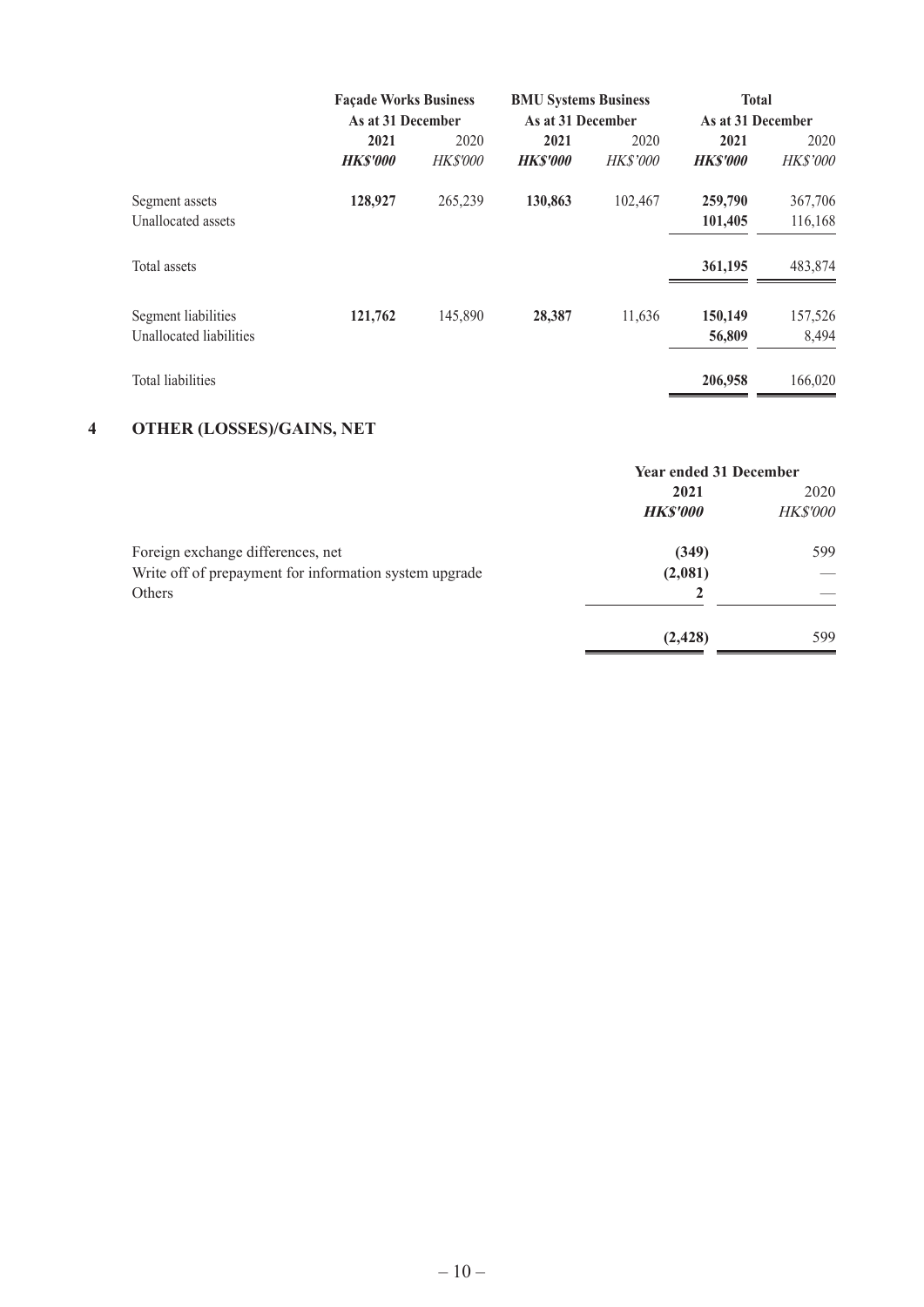| | Façade Works Business | | BMU Systems Business | | Total | |
|---|---|---|---|---|---|---|
| | As at 31 December | | As at 31 December | | As at 31 December | |
| | **2021** | 2020 | **2021** | 2020 | **2021** | 2020 |
| | ***HK$'000*** | *HK$'000* | ***HK$'000*** | *HK$'000* | ***HK$'000*** | *HK$'000* |
| Segment assets | **128,927** | 265,239 | **130,863** | 102,467 | **259,790** | 367,706 |
| Unallocated assets | | | | | **101,405** | 116,168 |
| Total assets | | | | | **361,195** | 483,874 |
| Segment liabilities | **121,762** | 145,890 | **28,387** | 11,636 | **150,149** | 157,526 |
| Unallocated liabilities | | | | | **56,809** | 8,494 |
| Total liabilities | | | | | **206,958** | 166,020 |

## 4 OTHER (LOSSES)/GAINS, NET

| | Year ended 31 December | |
|---|---|---|
| | **2021** | 2020 |
| | ***HK$'000*** | *HK$'000* |
| Foreign exchange differences, net | **(349)** | 599 |
| Write off of prepayment for information system upgrade | **(2,081)** | — |
| Others | **2** | — |
| | **(2,428)** | 599 |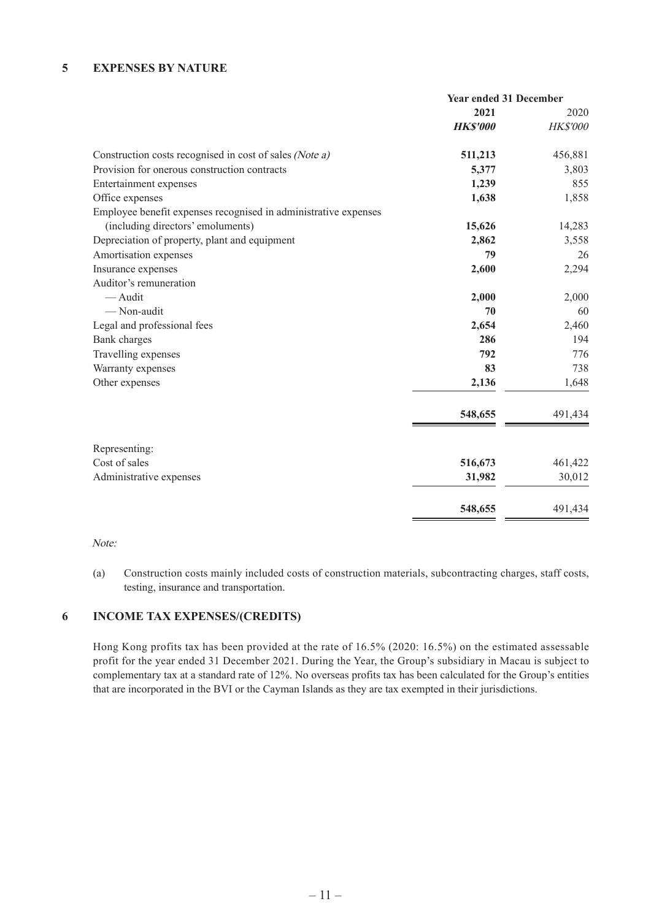## 5 EXPENSES BY NATURE

| | Year ended 31 December | |
|---|---|---|
| | **2021** | 2020 |
| | ***HK$'000*** | *HK$'000* |
| Construction costs recognised in cost of sales *(Note a)* | **511,213** | 456,881 |
| Provision for onerous construction contracts | **5,377** | 3,803 |
| Entertainment expenses | **1,239** | 855 |
| Office expenses | **1,638** | 1,858 |
| Employee benefit expenses recognised in administrative expenses (including directors' emoluments) | **15,626** | 14,283 |
| Depreciation of property, plant and equipment | **2,862** | 3,558 |
| Amortisation expenses | **79** | 26 |
| Insurance expenses | **2,600** | 2,294 |
| Auditor's remuneration | | |
| — Audit | **2,000** | 2,000 |
| — Non-audit | **70** | 60 |
| Legal and professional fees | **2,654** | 2,460 |
| Bank charges | **286** | 194 |
| Travelling expenses | **792** | 776 |
| Warranty expenses | **83** | 738 |
| Other expenses | **2,136** | 1,648 |
| | **548,655** | 491,434 |
| Representing: | | |
| Cost of sales | **516,673** | 461,422 |
| Administrative expenses | **31,982** | 30,012 |
| | **548,655** | 491,434 |

*Note:*

(a) Construction costs mainly included costs of construction materials, subcontracting charges, staff costs, testing, insurance and transportation.

## 6 INCOME TAX EXPENSES/(CREDITS)

Hong Kong profits tax has been provided at the rate of 16.5% (2020: 16.5%) on the estimated assessable profit for the year ended 31 December 2021. During the Year, the Group's subsidiary in Macau is subject to complementary tax at a standard rate of 12%. No overseas profits tax has been calculated for the Group's entities that are incorporated in the BVI or the Cayman Islands as they are tax exempted in their jurisdictions.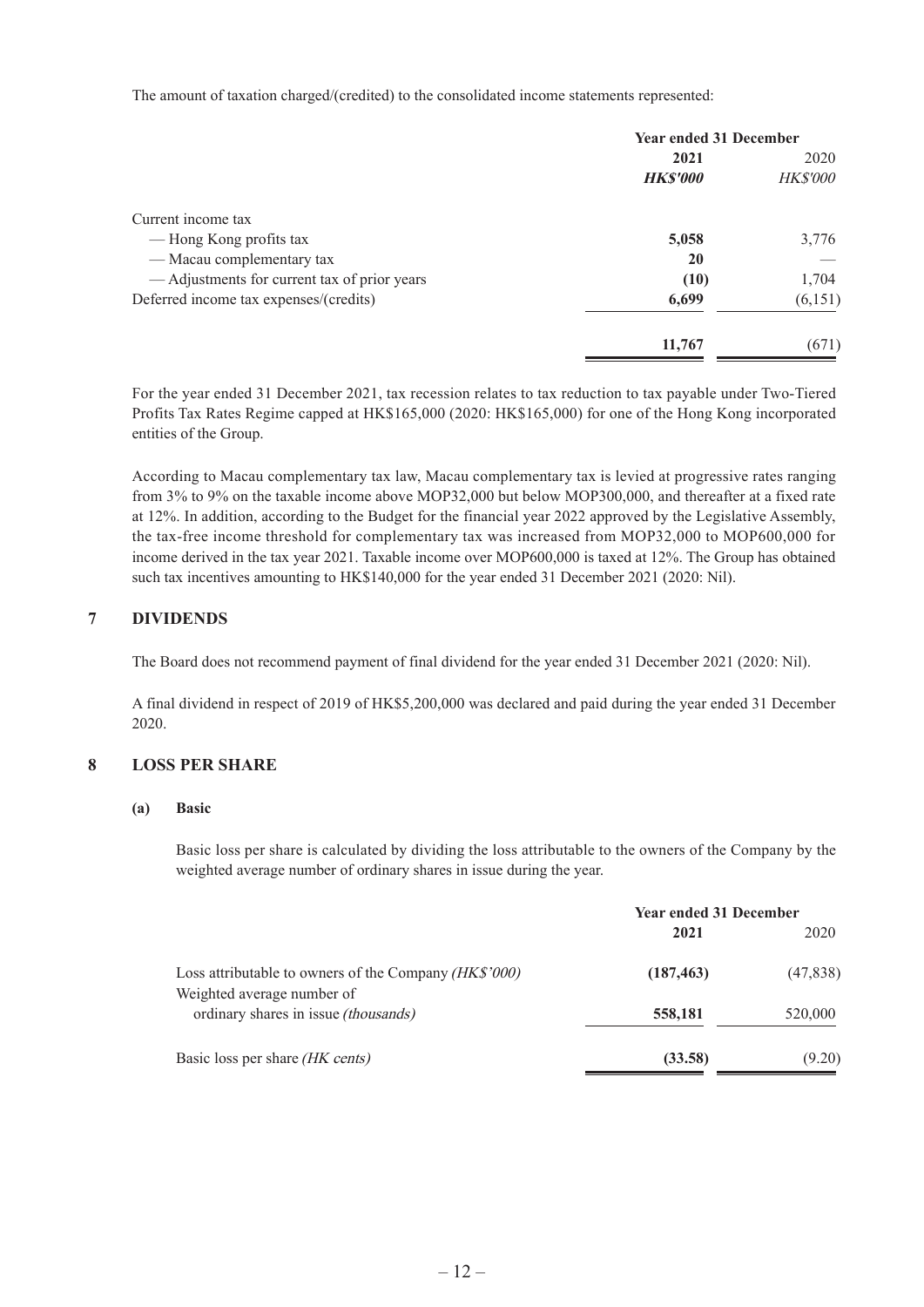The amount of taxation charged/(credited) to the consolidated income statements represented:

| | Year ended 31 December | |
|---|---|---|
| | **2021** | 2020 |
| | ***HK$'000*** | *HK$'000* |
| Current income tax | | |
| — Hong Kong profits tax | **5,058** | 3,776 |
| — Macau complementary tax | **20** | — |
| — Adjustments for current tax of prior years | **(10)** | 1,704 |
| Deferred income tax expenses/(credits) | **6,699** | (6,151) |
| | **11,767** | (671) |

For the year ended 31 December 2021, tax recession relates to tax reduction to tax payable under Two-Tiered Profits Tax Rates Regime capped at HK$165,000 (2020: HK$165,000) for one of the Hong Kong incorporated entities of the Group.

According to Macau complementary tax law, Macau complementary tax is levied at progressive rates ranging from 3% to 9% on the taxable income above MOP32,000 but below MOP300,000, and thereafter at a fixed rate at 12%. In addition, according to the Budget for the financial year 2022 approved by the Legislative Assembly, the tax-free income threshold for complementary tax was increased from MOP32,000 to MOP600,000 for income derived in the tax year 2021. Taxable income over MOP600,000 is taxed at 12%. The Group has obtained such tax incentives amounting to HK$140,000 for the year ended 31 December 2021 (2020: Nil).

## 7 DIVIDENDS

The Board does not recommend payment of final dividend for the year ended 31 December 2021 (2020: Nil).

A final dividend in respect of 2019 of HK$5,200,000 was declared and paid during the year ended 31 December 2020.

## 8 LOSS PER SHARE

### (a) Basic

Basic loss per share is calculated by dividing the loss attributable to the owners of the Company by the weighted average number of ordinary shares in issue during the year.

| | Year ended 31 December | |
|---|---|---|
| | **2021** | 2020 |
| Loss attributable to owners of the Company *(HK$'000)* | **(187,463)** | (47,838) |
| Weighted average number of ordinary shares in issue *(thousands)* | **558,181** | 520,000 |
| Basic loss per share *(HK cents)* | **(33.58)** | (9.20) |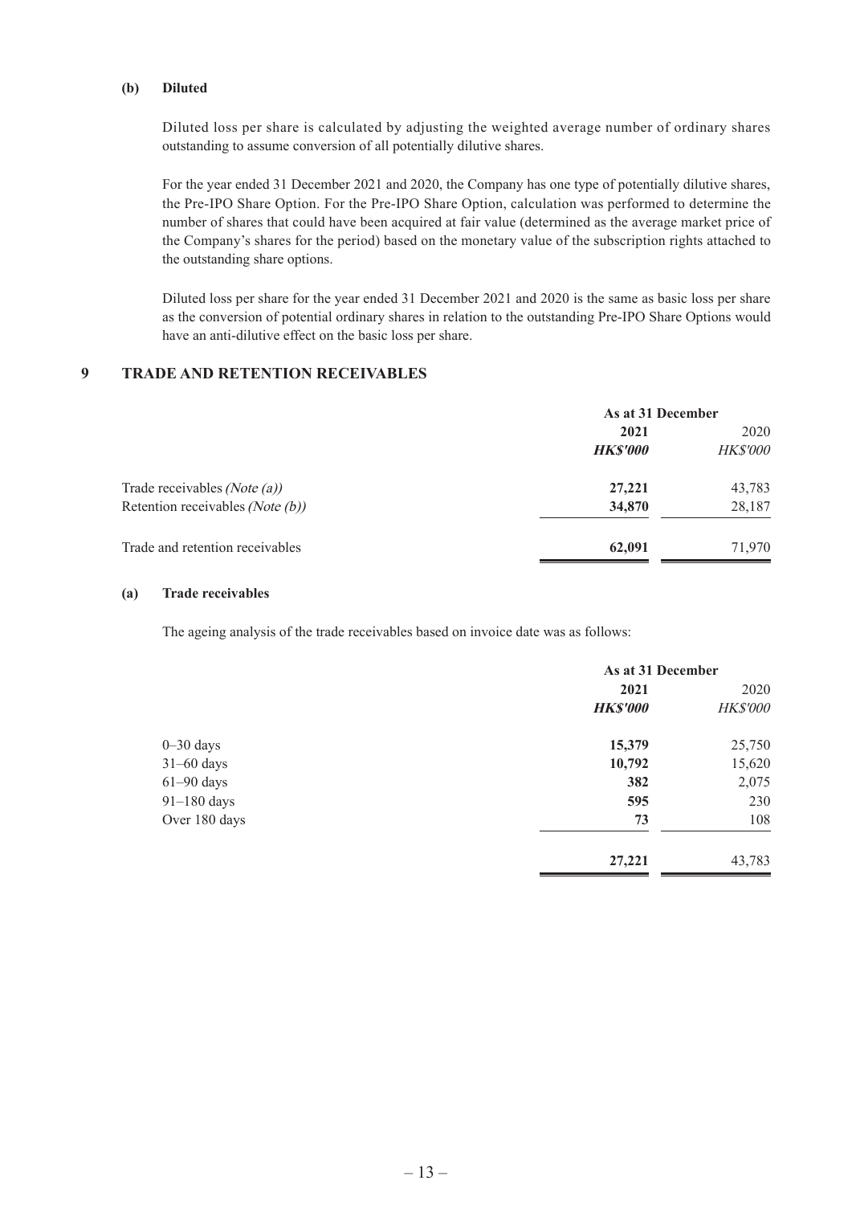#### (b) Diluted

Diluted loss per share is calculated by adjusting the weighted average number of ordinary shares outstanding to assume conversion of all potentially dilutive shares.

For the year ended 31 December 2021 and 2020, the Company has one type of potentially dilutive shares, the Pre-IPO Share Option. For the Pre-IPO Share Option, calculation was performed to determine the number of shares that could have been acquired at fair value (determined as the average market price of the Company's shares for the period) based on the monetary value of the subscription rights attached to the outstanding share options.

Diluted loss per share for the year ended 31 December 2021 and 2020 is the same as basic loss per share as the conversion of potential ordinary shares in relation to the outstanding Pre-IPO Share Options would have an anti-dilutive effect on the basic loss per share.

## 9 TRADE AND RETENTION RECEIVABLES

| | As at 31 December | |
|---|---|---|
| | **2021** | 2020 |
| | ***HK$'000*** | *HK$'000* |
| Trade receivables *(Note (a))* | **27,221** | 43,783 |
| Retention receivables *(Note (b))* | **34,870** | 28,187 |
| Trade and retention receivables | **62,091** | 71,970 |

#### (a) Trade receivables

The ageing analysis of the trade receivables based on invoice date was as follows:

| | As at 31 December | |
|---|---|---|
| | **2021** | 2020 |
| | ***HK$'000*** | *HK$'000* |
| 0–30 days | **15,379** | 25,750 |
| 31–60 days | **10,792** | 15,620 |
| 61–90 days | **382** | 2,075 |
| 91–180 days | **595** | 230 |
| Over 180 days | **73** | 108 |
| | **27,221** | 43,783 |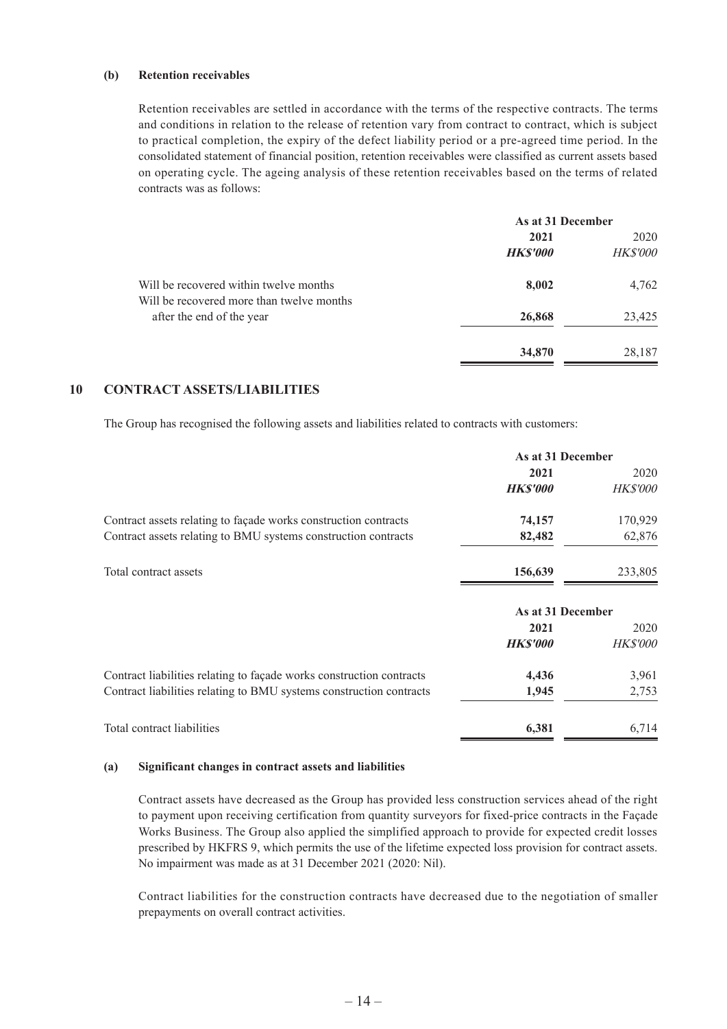**(b) Retention receivables**

Retention receivables are settled in accordance with the terms of the respective contracts. The terms and conditions in relation to the release of retention vary from contract to contract, which is subject to practical completion, the expiry of the defect liability period or a pre-agreed time period. In the consolidated statement of financial position, retention receivables were classified as current assets based on operating cycle. The ageing analysis of these retention receivables based on the terms of related contracts was as follows:

| | As at 31 December | |
|---|---|---|
| | **2021** | 2020 |
| | ***HK$'000*** | *HK$'000* |
| Will be recovered within twelve months | **8,002** | 4,762 |
| Will be recovered more than twelve months after the end of the year | **26,868** | 23,425 |
| | **34,870** | 28,187 |

## 10 CONTRACT ASSETS/LIABILITIES

The Group has recognised the following assets and liabilities related to contracts with customers:

| | As at 31 December | |
|---|---|---|
| | **2021** | 2020 |
| | ***HK$'000*** | *HK$'000* |
| Contract assets relating to façade works construction contracts | **74,157** | 170,929 |
| Contract assets relating to BMU systems construction contracts | **82,482** | 62,876 |
| Total contract assets | **156,639** | 233,805 |

| | As at 31 December | |
|---|---|---|
| | **2021** | 2020 |
| | ***HK$'000*** | *HK$'000* |
| Contract liabilities relating to façade works construction contracts | **4,436** | 3,961 |
| Contract liabilities relating to BMU systems construction contracts | **1,945** | 2,753 |
| Total contract liabilities | **6,381** | 6,714 |

**(a) Significant changes in contract assets and liabilities**

Contract assets have decreased as the Group has provided less construction services ahead of the right to payment upon receiving certification from quantity surveyors for fixed-price contracts in the Façade Works Business. The Group also applied the simplified approach to provide for expected credit losses prescribed by HKFRS 9, which permits the use of the lifetime expected loss provision for contract assets. No impairment was made as at 31 December 2021 (2020: Nil).

Contract liabilities for the construction contracts have decreased due to the negotiation of smaller prepayments on overall contract activities.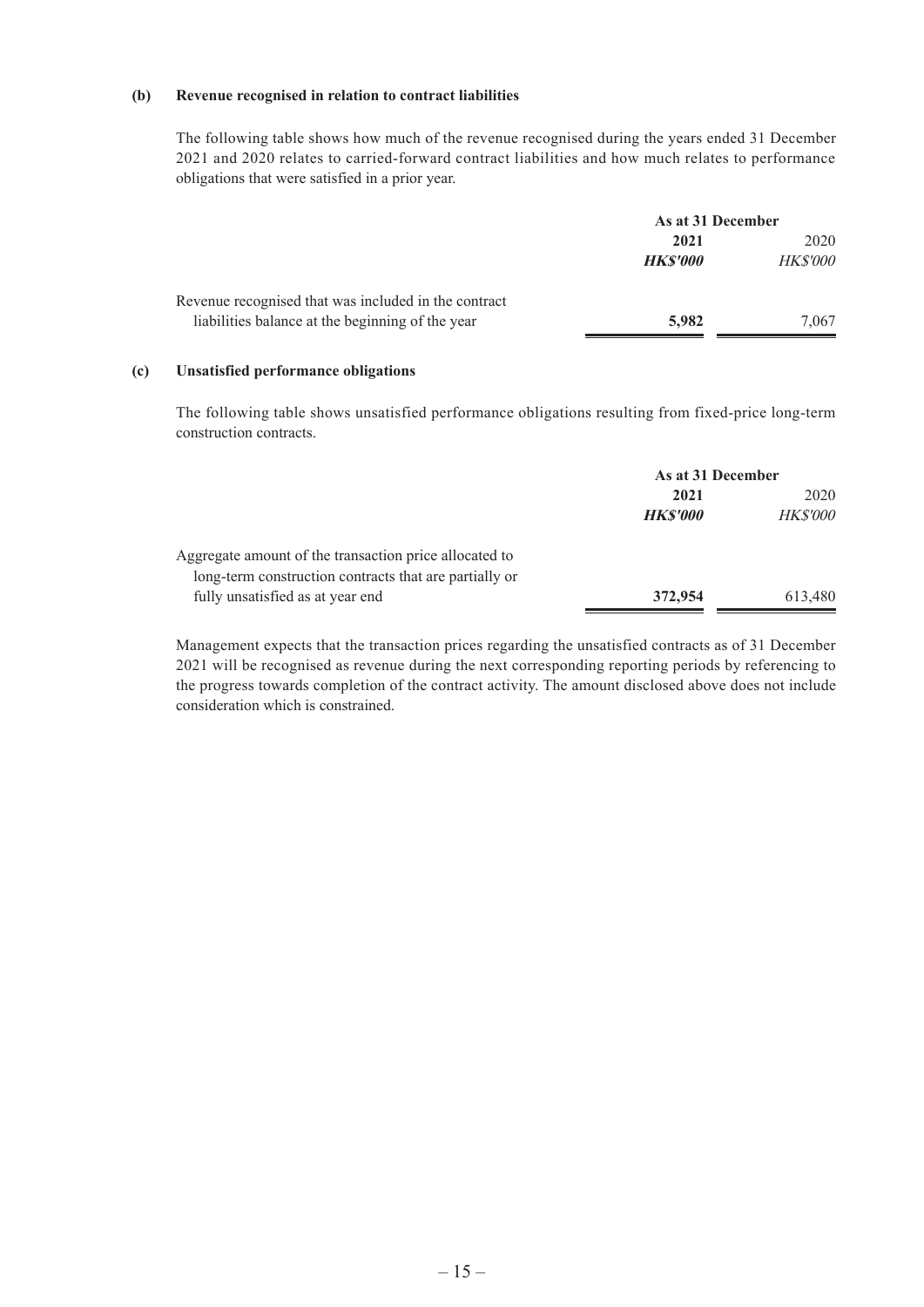**(b) Revenue recognised in relation to contract liabilities**

The following table shows how much of the revenue recognised during the years ended 31 December 2021 and 2020 relates to carried-forward contract liabilities and how much relates to performance obligations that were satisfied in a prior year.

| | As at 31 December | |
|---|---|---|
| | **2021** | 2020 |
| | ***HK$'000*** | *HK$'000* |
| Revenue recognised that was included in the contract liabilities balance at the beginning of the year | **5,982** | 7,067 |

**(c) Unsatisfied performance obligations**

The following table shows unsatisfied performance obligations resulting from fixed-price long-term construction contracts.

| | As at 31 December | |
|---|---|---|
| | **2021** | 2020 |
| | ***HK$'000*** | *HK$'000* |
| Aggregate amount of the transaction price allocated to long-term construction contracts that are partially or fully unsatisfied as at year end | **372,954** | 613,480 |

Management expects that the transaction prices regarding the unsatisfied contracts as of 31 December 2021 will be recognised as revenue during the next corresponding reporting periods by referencing to the progress towards completion of the contract activity. The amount disclosed above does not include consideration which is constrained.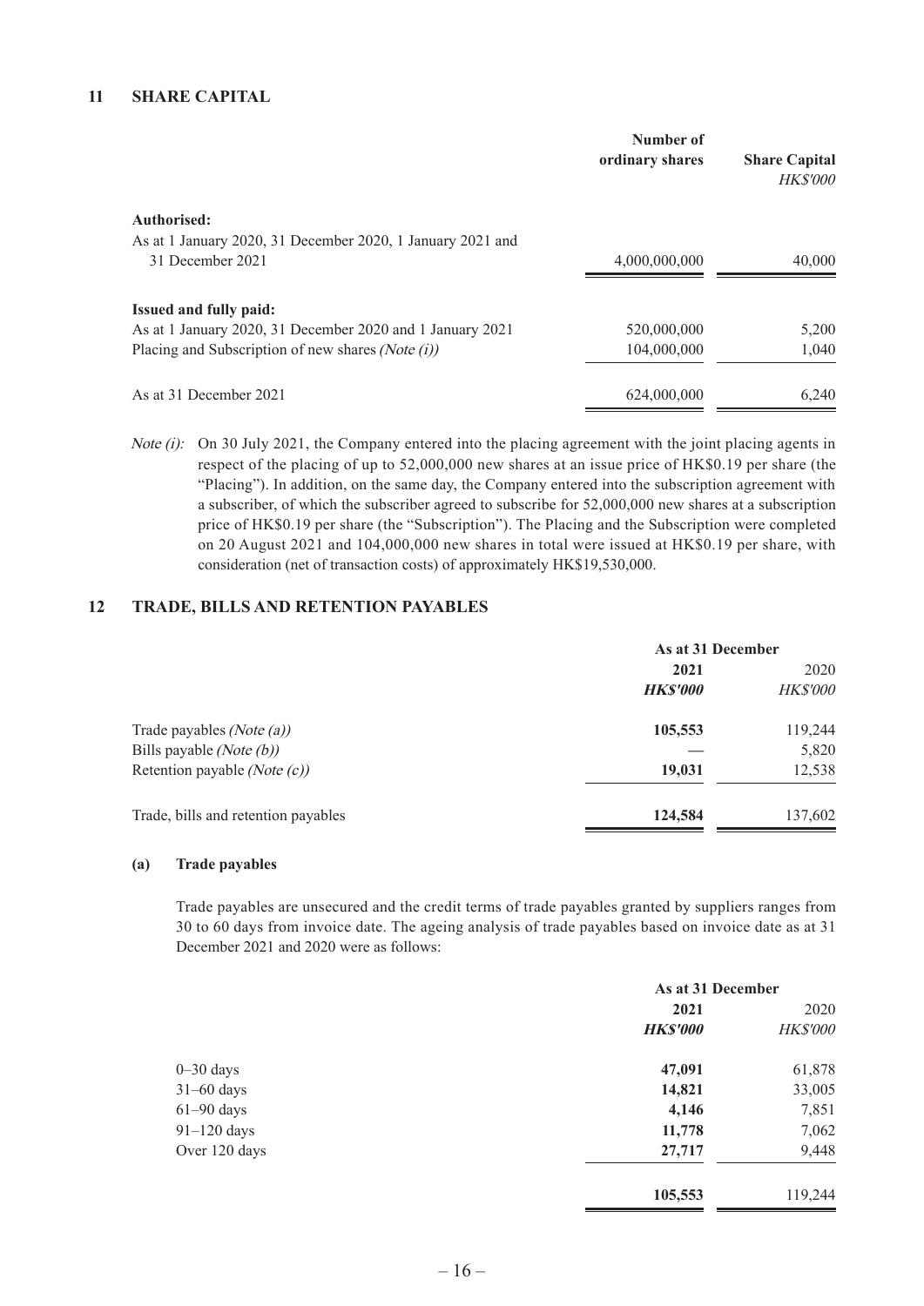## 11 SHARE CAPITAL

| | Number of ordinary shares | Share Capital *HK$'000* |
|---|---|---|
| **Authorised:** | | |
| As at 1 January 2020, 31 December 2020, 1 January 2021 and 31 December 2021 | 4,000,000,000 | 40,000 |
| **Issued and fully paid:** | | |
| As at 1 January 2020, 31 December 2020 and 1 January 2021 | 520,000,000 | 5,200 |
| Placing and Subscription of new shares *(Note (i))* | 104,000,000 | 1,040 |
| As at 31 December 2021 | 624,000,000 | 6,240 |

*Note (i):* On 30 July 2021, the Company entered into the placing agreement with the joint placing agents in respect of the placing of up to 52,000,000 new shares at an issue price of HK$0.19 per share (the "Placing"). In addition, on the same day, the Company entered into the subscription agreement with a subscriber, of which the subscriber agreed to subscribe for 52,000,000 new shares at a subscription price of HK$0.19 per share (the "Subscription"). The Placing and the Subscription were completed on 20 August 2021 and 104,000,000 new shares in total were issued at HK$0.19 per share, with consideration (net of transaction costs) of approximately HK$19,530,000.

## 12 TRADE, BILLS AND RETENTION PAYABLES

| | As at 31 December | |
|---|---|---|
| | **2021** | 2020 |
| | ***HK$'000*** | *HK$'000* |
| Trade payables *(Note (a))* | **105,553** | 119,244 |
| Bills payable *(Note (b))* | — | 5,820 |
| Retention payable *(Note (c))* | **19,031** | 12,538 |
| Trade, bills and retention payables | **124,584** | 137,602 |

### (a) Trade payables

Trade payables are unsecured and the credit terms of trade payables granted by suppliers ranges from 30 to 60 days from invoice date. The ageing analysis of trade payables based on invoice date as at 31 December 2021 and 2020 were as follows:

| | As at 31 December | |
|---|---|---|
| | **2021** | 2020 |
| | ***HK$'000*** | *HK$'000* |
| 0–30 days | **47,091** | 61,878 |
| 31–60 days | **14,821** | 33,005 |
| 61–90 days | **4,146** | 7,851 |
| 91–120 days | **11,778** | 7,062 |
| Over 120 days | **27,717** | 9,448 |
| | **105,553** | 119,244 |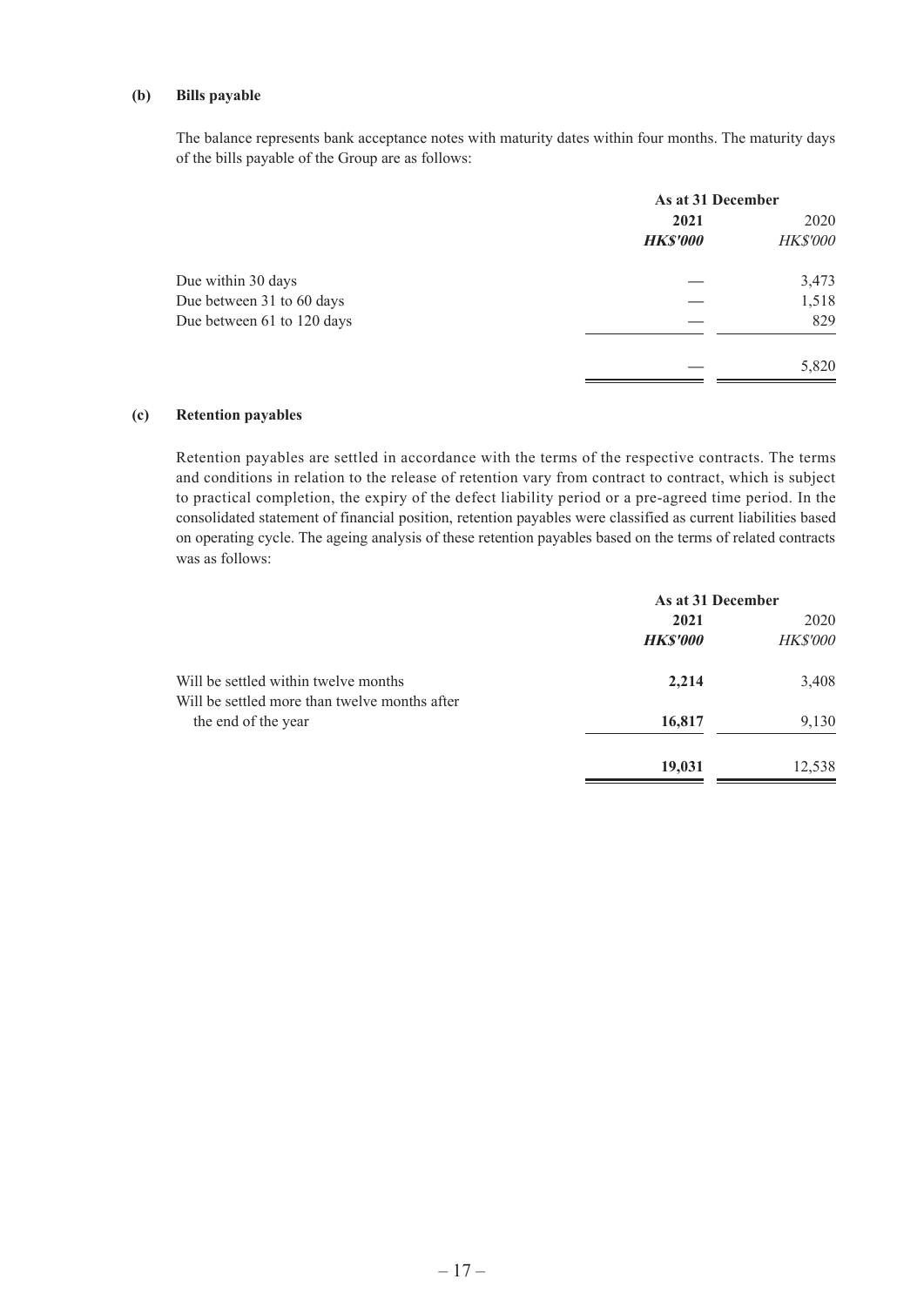**(b) Bills payable**

The balance represents bank acceptance notes with maturity dates within four months. The maturity days of the bills payable of the Group are as follows:

| | As at 31 December | |
|---|---|---|
| | **2021** | 2020 |
| | ***HK$'000*** | *HK$'000* |
| Due within 30 days | — | 3,473 |
| Due between 31 to 60 days | — | 1,518 |
| Due between 61 to 120 days | — | 829 |
| | — | 5,820 |

**(c) Retention payables**

Retention payables are settled in accordance with the terms of the respective contracts. The terms and conditions in relation to the release of retention vary from contract to contract, which is subject to practical completion, the expiry of the defect liability period or a pre-agreed time period. In the consolidated statement of financial position, retention payables were classified as current liabilities based on operating cycle. The ageing analysis of these retention payables based on the terms of related contracts was as follows:

| | As at 31 December | |
|---|---|---|
| | **2021** | 2020 |
| | ***HK$'000*** | *HK$'000* |
| Will be settled within twelve months | **2,214** | 3,408 |
| Will be settled more than twelve months after the end of the year | **16,817** | 9,130 |
| | **19,031** | 12,538 |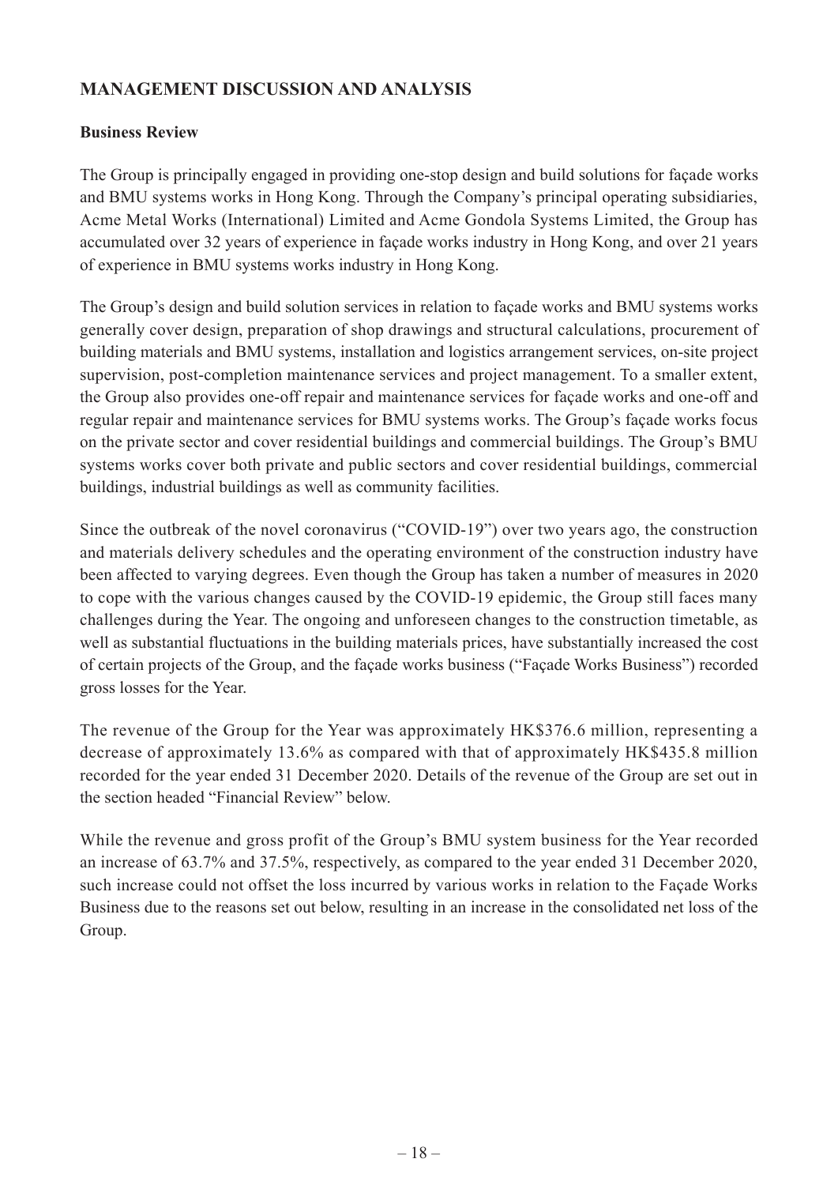## MANAGEMENT DISCUSSION AND ANALYSIS

### Business Review

The Group is principally engaged in providing one-stop design and build solutions for façade works and BMU systems works in Hong Kong. Through the Company's principal operating subsidiaries, Acme Metal Works (International) Limited and Acme Gondola Systems Limited, the Group has accumulated over 32 years of experience in façade works industry in Hong Kong, and over 21 years of experience in BMU systems works industry in Hong Kong.

The Group's design and build solution services in relation to façade works and BMU systems works generally cover design, preparation of shop drawings and structural calculations, procurement of building materials and BMU systems, installation and logistics arrangement services, on-site project supervision, post-completion maintenance services and project management. To a smaller extent, the Group also provides one-off repair and maintenance services for façade works and one-off and regular repair and maintenance services for BMU systems works. The Group's façade works focus on the private sector and cover residential buildings and commercial buildings. The Group's BMU systems works cover both private and public sectors and cover residential buildings, commercial buildings, industrial buildings as well as community facilities.

Since the outbreak of the novel coronavirus ("COVID-19") over two years ago, the construction and materials delivery schedules and the operating environment of the construction industry have been affected to varying degrees. Even though the Group has taken a number of measures in 2020 to cope with the various changes caused by the COVID-19 epidemic, the Group still faces many challenges during the Year. The ongoing and unforeseen changes to the construction timetable, as well as substantial fluctuations in the building materials prices, have substantially increased the cost of certain projects of the Group, and the façade works business ("Façade Works Business") recorded gross losses for the Year.

The revenue of the Group for the Year was approximately HK$376.6 million, representing a decrease of approximately 13.6% as compared with that of approximately HK$435.8 million recorded for the year ended 31 December 2020. Details of the revenue of the Group are set out in the section headed "Financial Review" below.

While the revenue and gross profit of the Group's BMU system business for the Year recorded an increase of 63.7% and 37.5%, respectively, as compared to the year ended 31 December 2020, such increase could not offset the loss incurred by various works in relation to the Façade Works Business due to the reasons set out below, resulting in an increase in the consolidated net loss of the Group.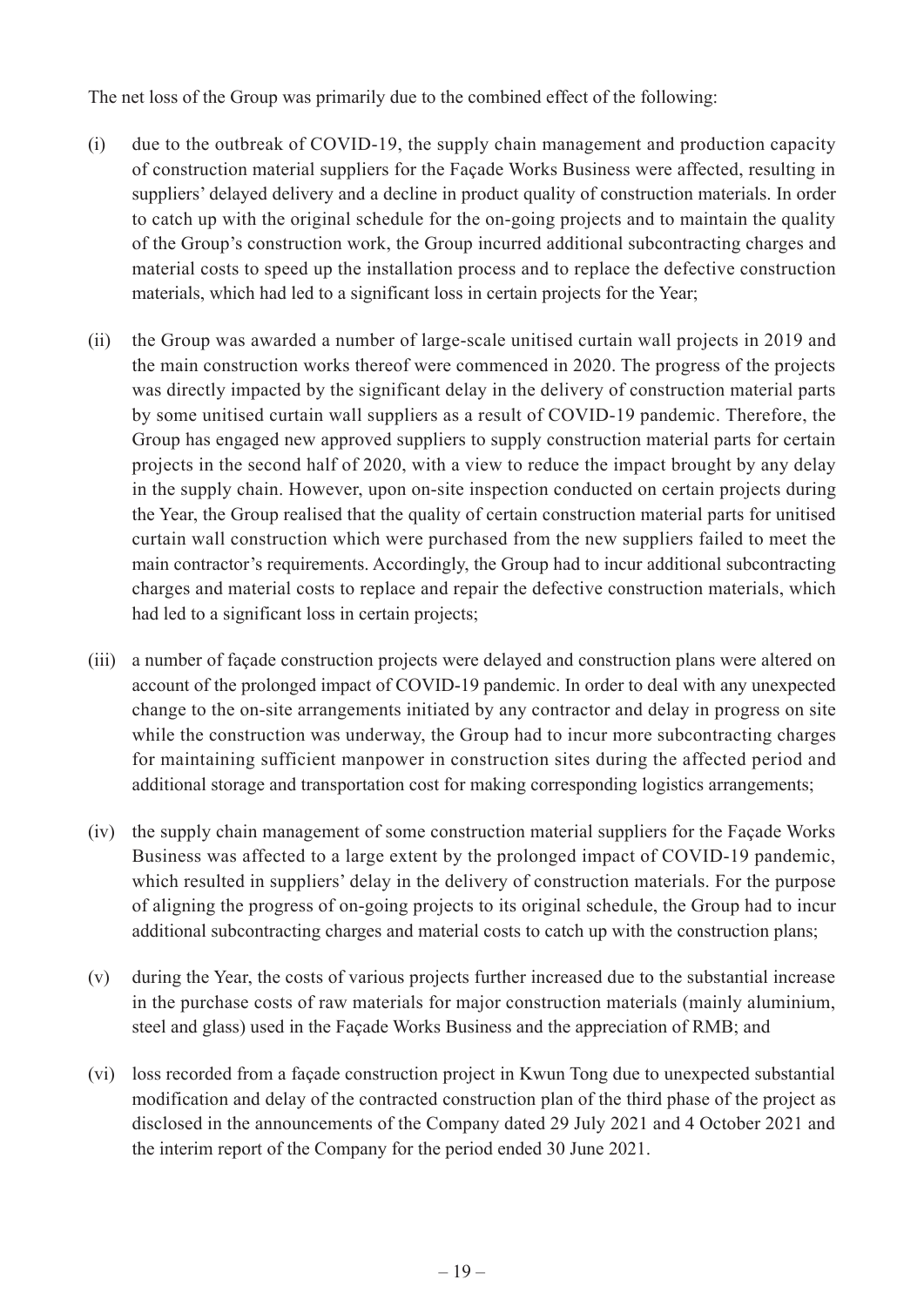The net loss of the Group was primarily due to the combined effect of the following:

(i) due to the outbreak of COVID-19, the supply chain management and production capacity of construction material suppliers for the Façade Works Business were affected, resulting in suppliers' delayed delivery and a decline in product quality of construction materials. In order to catch up with the original schedule for the on-going projects and to maintain the quality of the Group's construction work, the Group incurred additional subcontracting charges and material costs to speed up the installation process and to replace the defective construction materials, which had led to a significant loss in certain projects for the Year;

(ii) the Group was awarded a number of large-scale unitised curtain wall projects in 2019 and the main construction works thereof were commenced in 2020. The progress of the projects was directly impacted by the significant delay in the delivery of construction material parts by some unitised curtain wall suppliers as a result of COVID-19 pandemic. Therefore, the Group has engaged new approved suppliers to supply construction material parts for certain projects in the second half of 2020, with a view to reduce the impact brought by any delay in the supply chain. However, upon on-site inspection conducted on certain projects during the Year, the Group realised that the quality of certain construction material parts for unitised curtain wall construction which were purchased from the new suppliers failed to meet the main contractor's requirements. Accordingly, the Group had to incur additional subcontracting charges and material costs to replace and repair the defective construction materials, which had led to a significant loss in certain projects;

(iii) a number of façade construction projects were delayed and construction plans were altered on account of the prolonged impact of COVID-19 pandemic. In order to deal with any unexpected change to the on-site arrangements initiated by any contractor and delay in progress on site while the construction was underway, the Group had to incur more subcontracting charges for maintaining sufficient manpower in construction sites during the affected period and additional storage and transportation cost for making corresponding logistics arrangements;

(iv) the supply chain management of some construction material suppliers for the Façade Works Business was affected to a large extent by the prolonged impact of COVID-19 pandemic, which resulted in suppliers' delay in the delivery of construction materials. For the purpose of aligning the progress of on-going projects to its original schedule, the Group had to incur additional subcontracting charges and material costs to catch up with the construction plans;

(v) during the Year, the costs of various projects further increased due to the substantial increase in the purchase costs of raw materials for major construction materials (mainly aluminium, steel and glass) used in the Façade Works Business and the appreciation of RMB; and

(vi) loss recorded from a façade construction project in Kwun Tong due to unexpected substantial modification and delay of the contracted construction plan of the third phase of the project as disclosed in the announcements of the Company dated 29 July 2021 and 4 October 2021 and the interim report of the Company for the period ended 30 June 2021.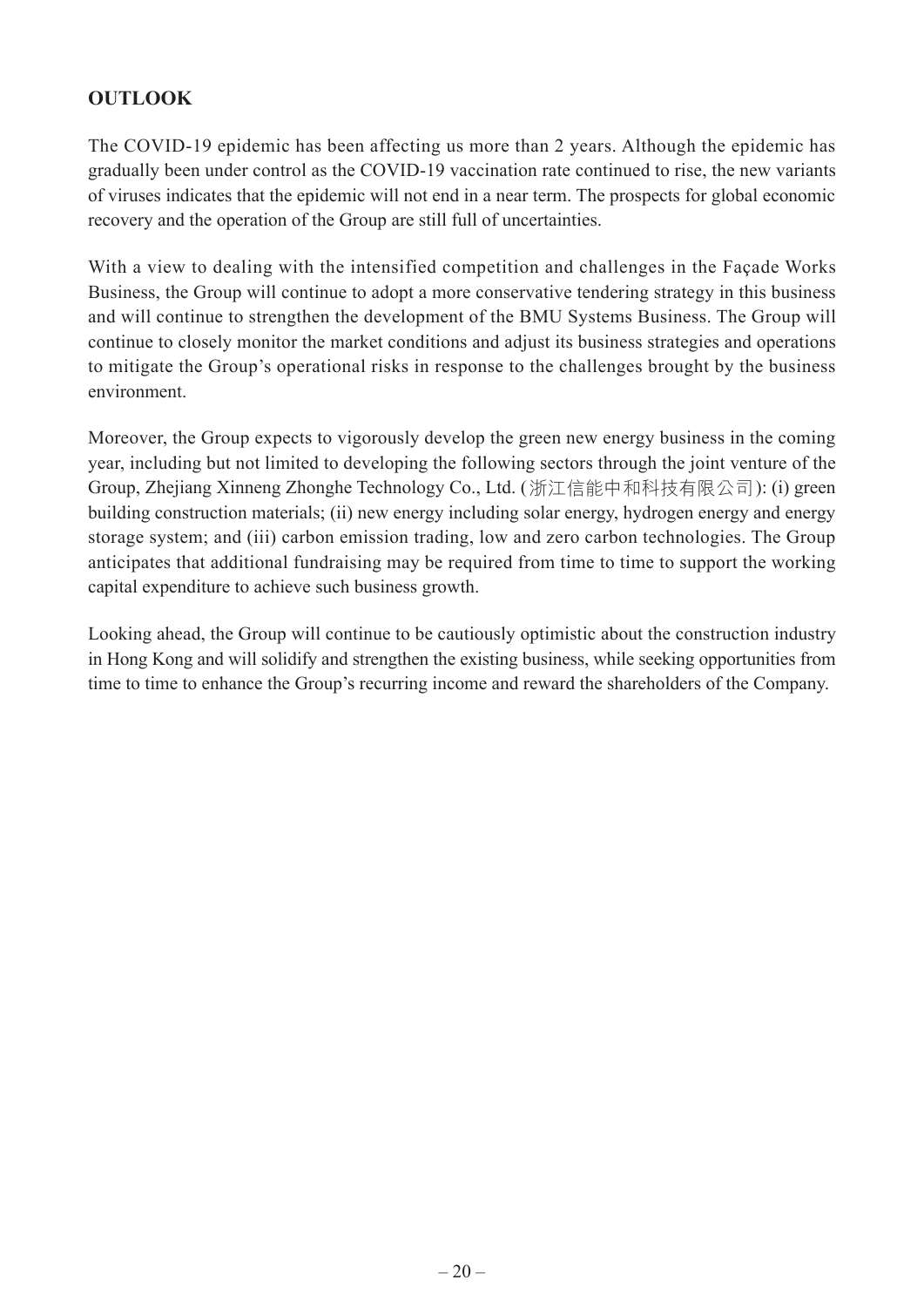## OUTLOOK

The COVID-19 epidemic has been affecting us more than 2 years. Although the epidemic has gradually been under control as the COVID-19 vaccination rate continued to rise, the new variants of viruses indicates that the epidemic will not end in a near term. The prospects for global economic recovery and the operation of the Group are still full of uncertainties.

With a view to dealing with the intensified competition and challenges in the Façade Works Business, the Group will continue to adopt a more conservative tendering strategy in this business and will continue to strengthen the development of the BMU Systems Business. The Group will continue to closely monitor the market conditions and adjust its business strategies and operations to mitigate the Group's operational risks in response to the challenges brought by the business environment.

Moreover, the Group expects to vigorously develop the green new energy business in the coming year, including but not limited to developing the following sectors through the joint venture of the Group, Zhejiang Xinneng Zhonghe Technology Co., Ltd. (浙江信能中和科技有限公司): (i) green building construction materials; (ii) new energy including solar energy, hydrogen energy and energy storage system; and (iii) carbon emission trading, low and zero carbon technologies. The Group anticipates that additional fundraising may be required from time to time to support the working capital expenditure to achieve such business growth.

Looking ahead, the Group will continue to be cautiously optimistic about the construction industry in Hong Kong and will solidify and strengthen the existing business, while seeking opportunities from time to time to enhance the Group's recurring income and reward the shareholders of the Company.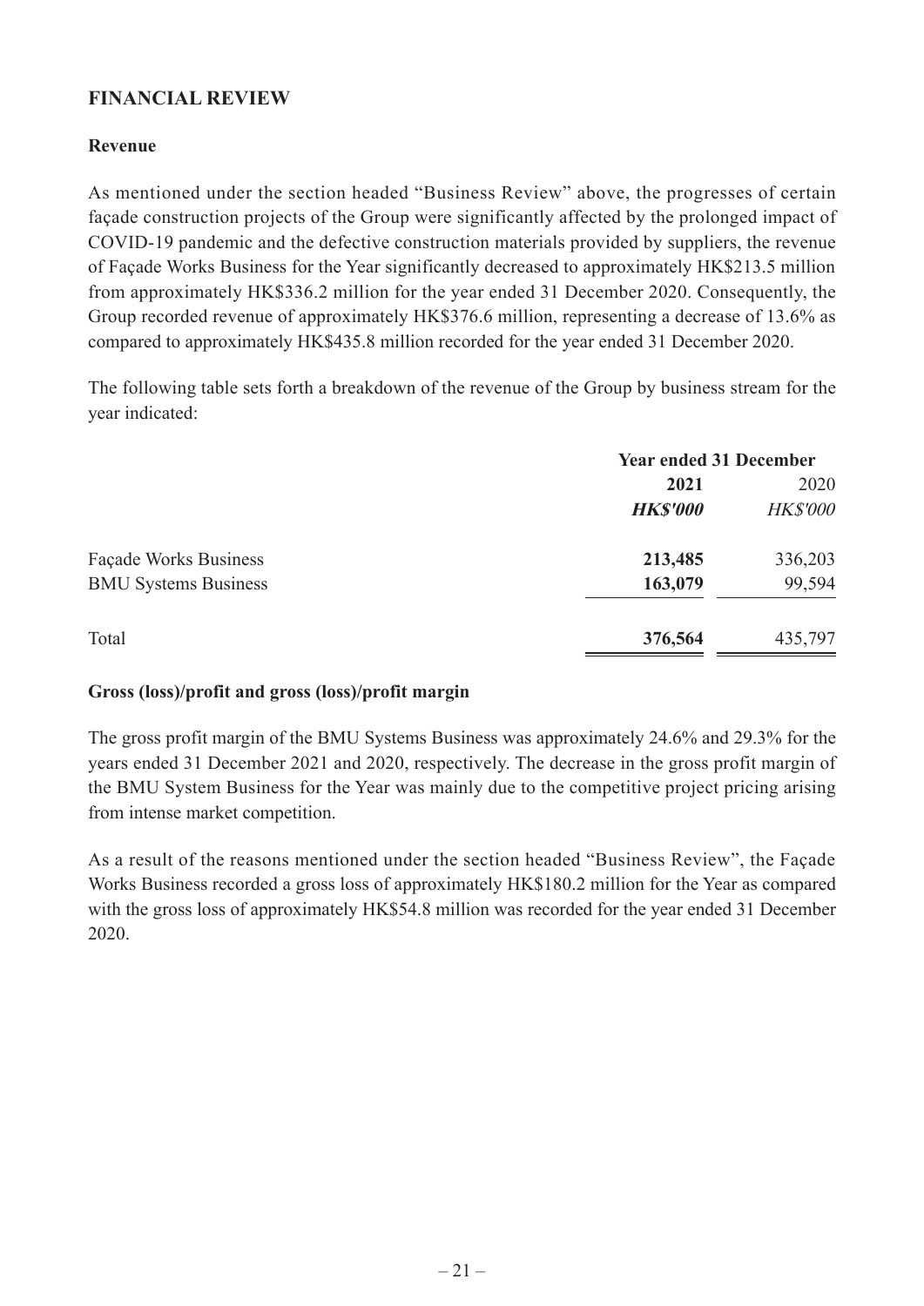## FINANCIAL REVIEW

### Revenue

As mentioned under the section headed "Business Review" above, the progresses of certain façade construction projects of the Group were significantly affected by the prolonged impact of COVID-19 pandemic and the defective construction materials provided by suppliers, the revenue of Façade Works Business for the Year significantly decreased to approximately HK$213.5 million from approximately HK$336.2 million for the year ended 31 December 2020. Consequently, the Group recorded revenue of approximately HK$376.6 million, representing a decrease of 13.6% as compared to approximately HK$435.8 million recorded for the year ended 31 December 2020.

The following table sets forth a breakdown of the revenue of the Group by business stream for the year indicated:

| | Year ended 31 December | |
|---|---|---|
| | **2021** | 2020 |
| | ***HK$'000*** | *HK$'000* |
| Façade Works Business | **213,485** | 336,203 |
| BMU Systems Business | **163,079** | 99,594 |
| Total | **376,564** | 435,797 |

### Gross (loss)/profit and gross (loss)/profit margin

The gross profit margin of the BMU Systems Business was approximately 24.6% and 29.3% for the years ended 31 December 2021 and 2020, respectively. The decrease in the gross profit margin of the BMU System Business for the Year was mainly due to the competitive project pricing arising from intense market competition.

As a result of the reasons mentioned under the section headed "Business Review", the Façade Works Business recorded a gross loss of approximately HK$180.2 million for the Year as compared with the gross loss of approximately HK$54.8 million was recorded for the year ended 31 December 2020.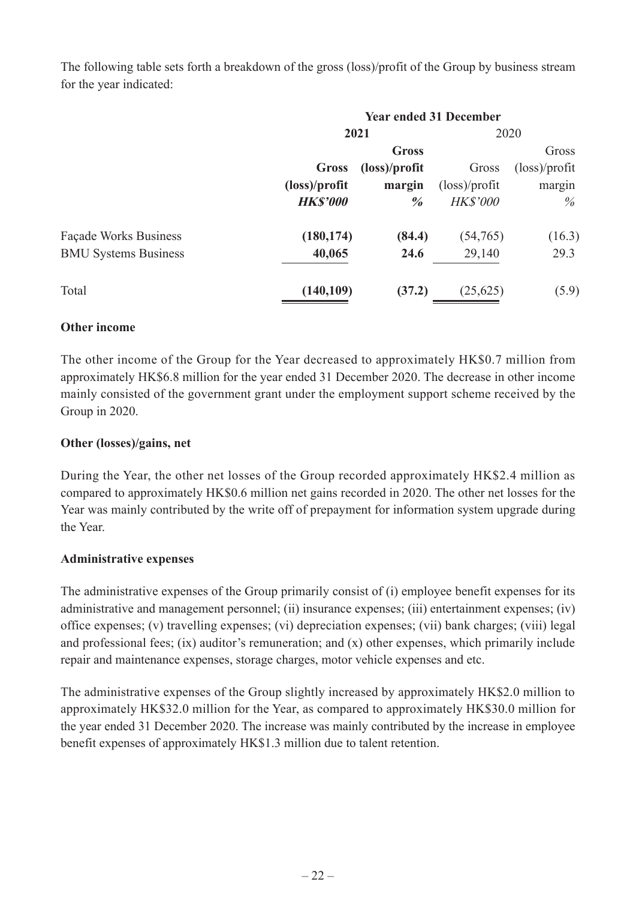The following table sets forth a breakdown of the gross (loss)/profit of the Group by business stream for the year indicated:

| | Year ended 31 December | | | |
|---|---|---|---|---|
| | **2021** | | 2020 | |
| | **Gross (loss)/profit** | **Gross (loss)/profit margin** | Gross (loss)/profit | Gross (loss)/profit margin |
| | ***HK$'000*** | ***%*** | *HK$'000* | *%* |
| Façade Works Business | **(180,174)** | **(84.4)** | (54,765) | (16.3) |
| BMU Systems Business | **40,065** | **24.6** | 29,140 | 29.3 |
| Total | **(140,109)** | **(37.2)** | (25,625) | (5.9) |

**Other income**

The other income of the Group for the Year decreased to approximately HK$0.7 million from approximately HK$6.8 million for the year ended 31 December 2020. The decrease in other income mainly consisted of the government grant under the employment support scheme received by the Group in 2020.

**Other (losses)/gains, net**

During the Year, the other net losses of the Group recorded approximately HK$2.4 million as compared to approximately HK$0.6 million net gains recorded in 2020. The other net losses for the Year was mainly contributed by the write off of prepayment for information system upgrade during the Year.

**Administrative expenses**

The administrative expenses of the Group primarily consist of (i) employee benefit expenses for its administrative and management personnel; (ii) insurance expenses; (iii) entertainment expenses; (iv) office expenses; (v) travelling expenses; (vi) depreciation expenses; (vii) bank charges; (viii) legal and professional fees; (ix) auditor's remuneration; and (x) other expenses, which primarily include repair and maintenance expenses, storage charges, motor vehicle expenses and etc.

The administrative expenses of the Group slightly increased by approximately HK$2.0 million to approximately HK$32.0 million for the Year, as compared to approximately HK$30.0 million for the year ended 31 December 2020. The increase was mainly contributed by the increase in employee benefit expenses of approximately HK$1.3 million due to talent retention.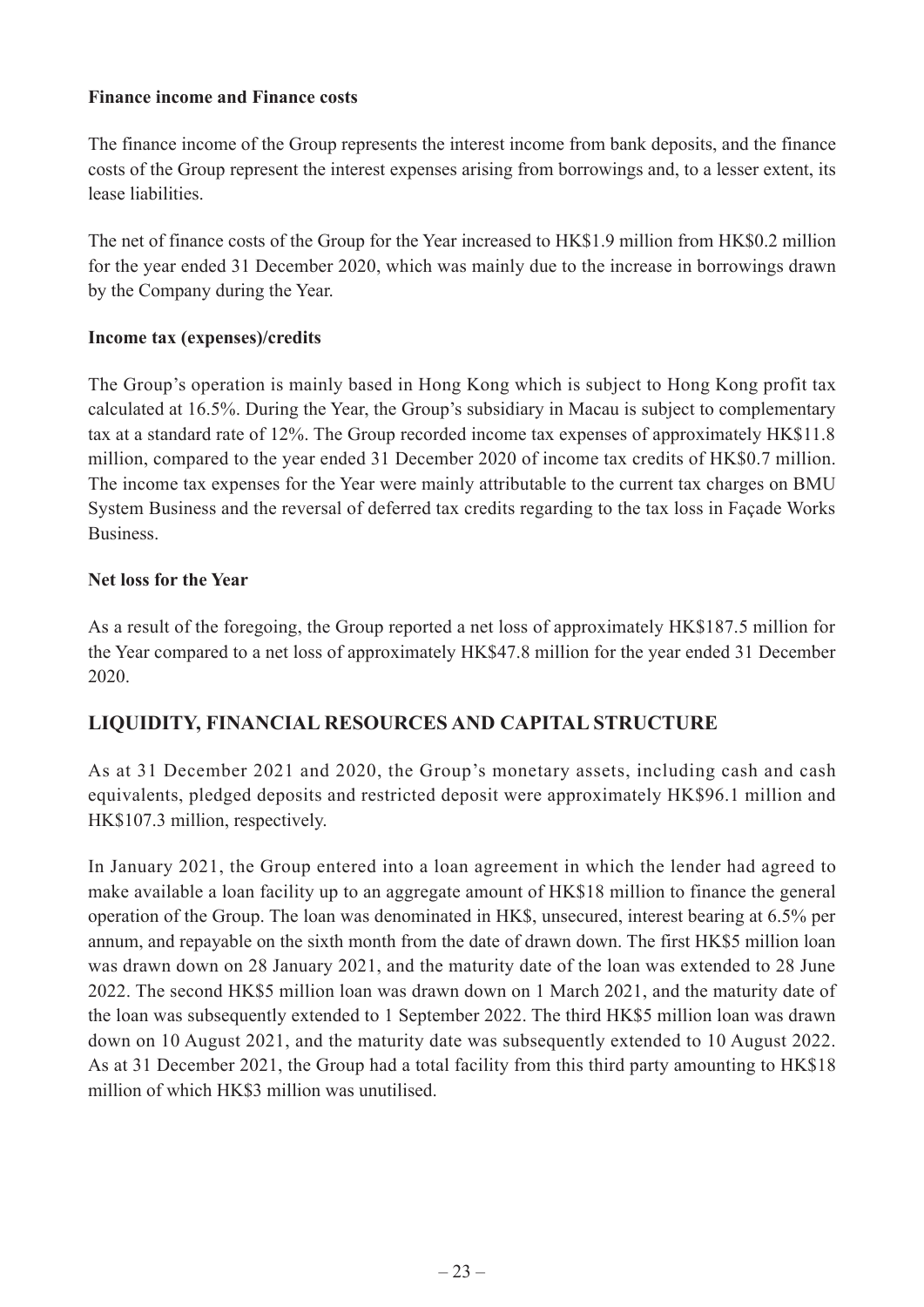**Finance income and Finance costs**

The finance income of the Group represents the interest income from bank deposits, and the finance costs of the Group represent the interest expenses arising from borrowings and, to a lesser extent, its lease liabilities.

The net of finance costs of the Group for the Year increased to HK$1.9 million from HK$0.2 million for the year ended 31 December 2020, which was mainly due to the increase in borrowings drawn by the Company during the Year.

**Income tax (expenses)/credits**

The Group's operation is mainly based in Hong Kong which is subject to Hong Kong profit tax calculated at 16.5%. During the Year, the Group's subsidiary in Macau is subject to complementary tax at a standard rate of 12%. The Group recorded income tax expenses of approximately HK$11.8 million, compared to the year ended 31 December 2020 of income tax credits of HK$0.7 million. The income tax expenses for the Year were mainly attributable to the current tax charges on BMU System Business and the reversal of deferred tax credits regarding to the tax loss in Façade Works Business.

**Net loss for the Year**

As a result of the foregoing, the Group reported a net loss of approximately HK$187.5 million for the Year compared to a net loss of approximately HK$47.8 million for the year ended 31 December 2020.

## LIQUIDITY, FINANCIAL RESOURCES AND CAPITAL STRUCTURE

As at 31 December 2021 and 2020, the Group's monetary assets, including cash and cash equivalents, pledged deposits and restricted deposit were approximately HK$96.1 million and HK$107.3 million, respectively.

In January 2021, the Group entered into a loan agreement in which the lender had agreed to make available a loan facility up to an aggregate amount of HK$18 million to finance the general operation of the Group. The loan was denominated in HK$, unsecured, interest bearing at 6.5% per annum, and repayable on the sixth month from the date of drawn down. The first HK$5 million loan was drawn down on 28 January 2021, and the maturity date of the loan was extended to 28 June 2022. The second HK$5 million loan was drawn down on 1 March 2021, and the maturity date of the loan was subsequently extended to 1 September 2022. The third HK$5 million loan was drawn down on 10 August 2021, and the maturity date was subsequently extended to 10 August 2022. As at 31 December 2021, the Group had a total facility from this third party amounting to HK$18 million of which HK$3 million was unutilised.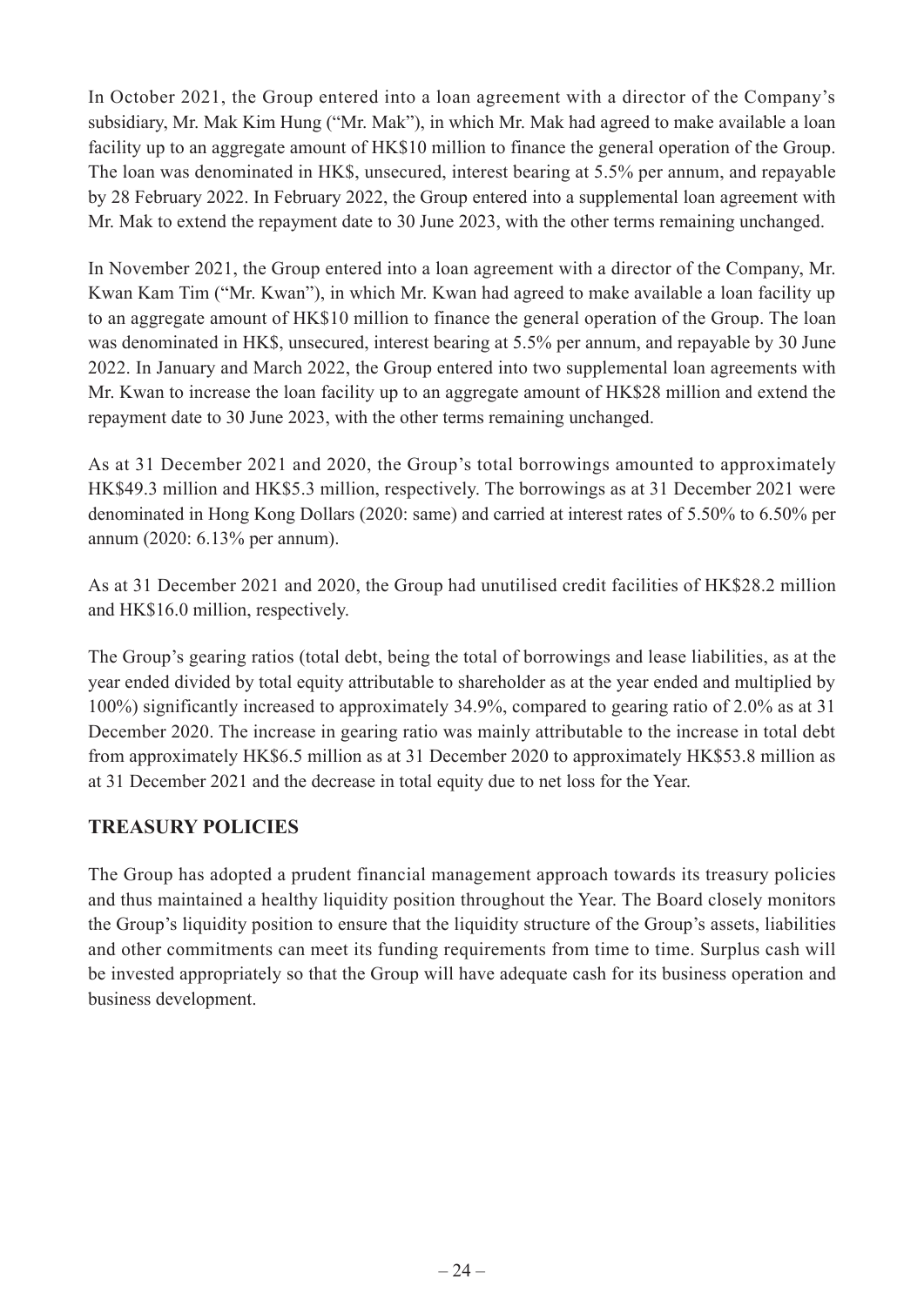In October 2021, the Group entered into a loan agreement with a director of the Company's subsidiary, Mr. Mak Kim Hung ("Mr. Mak"), in which Mr. Mak had agreed to make available a loan facility up to an aggregate amount of HK$10 million to finance the general operation of the Group. The loan was denominated in HK$, unsecured, interest bearing at 5.5% per annum, and repayable by 28 February 2022. In February 2022, the Group entered into a supplemental loan agreement with Mr. Mak to extend the repayment date to 30 June 2023, with the other terms remaining unchanged.

In November 2021, the Group entered into a loan agreement with a director of the Company, Mr. Kwan Kam Tim ("Mr. Kwan"), in which Mr. Kwan had agreed to make available a loan facility up to an aggregate amount of HK$10 million to finance the general operation of the Group. The loan was denominated in HK$, unsecured, interest bearing at 5.5% per annum, and repayable by 30 June 2022. In January and March 2022, the Group entered into two supplemental loan agreements with Mr. Kwan to increase the loan facility up to an aggregate amount of HK$28 million and extend the repayment date to 30 June 2023, with the other terms remaining unchanged.

As at 31 December 2021 and 2020, the Group's total borrowings amounted to approximately HK$49.3 million and HK$5.3 million, respectively. The borrowings as at 31 December 2021 were denominated in Hong Kong Dollars (2020: same) and carried at interest rates of 5.50% to 6.50% per annum (2020: 6.13% per annum).

As at 31 December 2021 and 2020, the Group had unutilised credit facilities of HK$28.2 million and HK$16.0 million, respectively.

The Group's gearing ratios (total debt, being the total of borrowings and lease liabilities, as at the year ended divided by total equity attributable to shareholder as at the year ended and multiplied by 100%) significantly increased to approximately 34.9%, compared to gearing ratio of 2.0% as at 31 December 2020. The increase in gearing ratio was mainly attributable to the increase in total debt from approximately HK$6.5 million as at 31 December 2020 to approximately HK$53.8 million as at 31 December 2021 and the decrease in total equity due to net loss for the Year.

## TREASURY POLICIES

The Group has adopted a prudent financial management approach towards its treasury policies and thus maintained a healthy liquidity position throughout the Year. The Board closely monitors the Group's liquidity position to ensure that the liquidity structure of the Group's assets, liabilities and other commitments can meet its funding requirements from time to time. Surplus cash will be invested appropriately so that the Group will have adequate cash for its business operation and business development.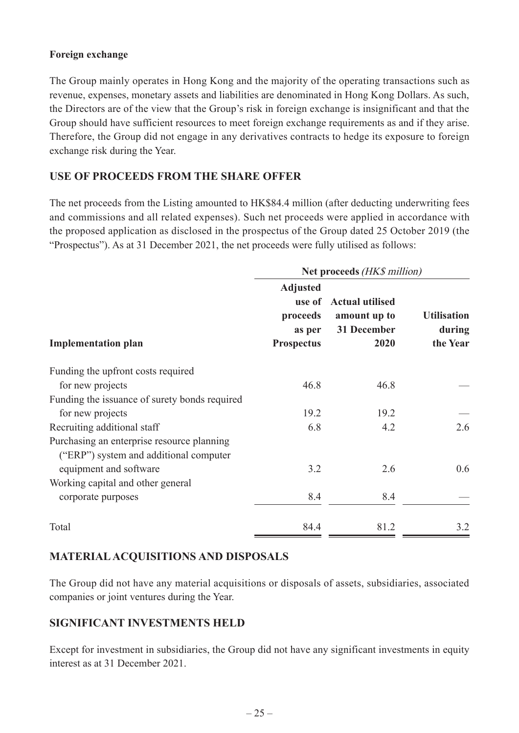**Foreign exchange**

The Group mainly operates in Hong Kong and the majority of the operating transactions such as revenue, expenses, monetary assets and liabilities are denominated in Hong Kong Dollars. As such, the Directors are of the view that the Group's risk in foreign exchange is insignificant and that the Group should have sufficient resources to meet foreign exchange requirements as and if they arise. Therefore, the Group did not engage in any derivatives contracts to hedge its exposure to foreign exchange risk during the Year.

## USE OF PROCEEDS FROM THE SHARE OFFER

The net proceeds from the Listing amounted to HK$84.4 million (after deducting underwriting fees and commissions and all related expenses). Such net proceeds were applied in accordance with the proposed application as disclosed in the prospectus of the Group dated 25 October 2019 (the "Prospectus"). As at 31 December 2021, the net proceeds were fully utilised as follows:

| | Net proceeds *(HK$ million)* | | |
|---|---|---|---|
| **Implementation plan** | **Adjusted use of proceeds as per Prospectus** | **Actual utilised amount up to 31 December 2020** | **Utilisation during the Year** |
| Funding the upfront costs required for new projects | 46.8 | 46.8 | — |
| Funding the issuance of surety bonds required for new projects | 19.2 | 19.2 | — |
| Recruiting additional staff | 6.8 | 4.2 | 2.6 |
| Purchasing an enterprise resource planning ("ERP") system and additional computer equipment and software | 3.2 | 2.6 | 0.6 |
| Working capital and other general corporate purposes | 8.4 | 8.4 | — |
| Total | 84.4 | 81.2 | 3.2 |

## MATERIAL ACQUISITIONS AND DISPOSALS

The Group did not have any material acquisitions or disposals of assets, subsidiaries, associated companies or joint ventures during the Year.

## SIGNIFICANT INVESTMENTS HELD

Except for investment in subsidiaries, the Group did not have any significant investments in equity interest as at 31 December 2021.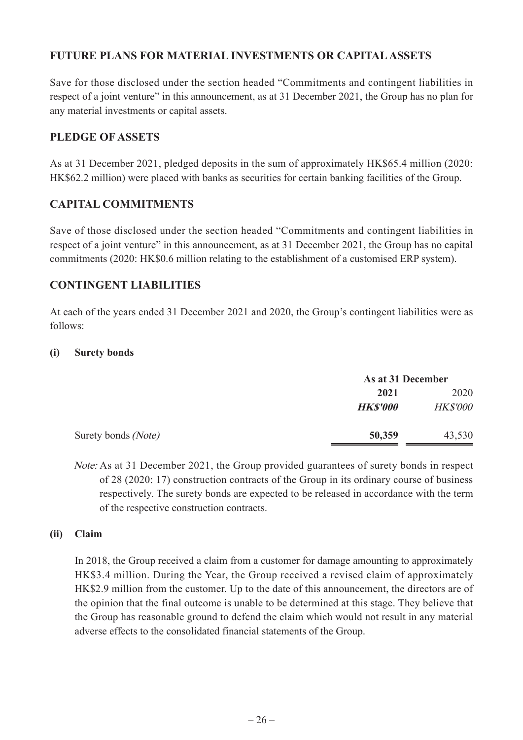## FUTURE PLANS FOR MATERIAL INVESTMENTS OR CAPITAL ASSETS

Save for those disclosed under the section headed "Commitments and contingent liabilities in respect of a joint venture" in this announcement, as at 31 December 2021, the Group has no plan for any material investments or capital assets.

## PLEDGE OF ASSETS

As at 31 December 2021, pledged deposits in the sum of approximately HK$65.4 million (2020: HK$62.2 million) were placed with banks as securities for certain banking facilities of the Group.

## CAPITAL COMMITMENTS

Save of those disclosed under the section headed "Commitments and contingent liabilities in respect of a joint venture" in this announcement, as at 31 December 2021, the Group has no capital commitments (2020: HK$0.6 million relating to the establishment of a customised ERP system).

## CONTINGENT LIABILITIES

At each of the years ended 31 December 2021 and 2020, the Group's contingent liabilities were as follows:

### (i) Surety bonds

| | As at 31 December | |
|---|---|---|
| | **2021** | 2020 |
| | ***HK$'000*** | *HK$'000* |
| Surety bonds *(Note)* | **50,359** | 43,530 |

*Note:* As at 31 December 2021, the Group provided guarantees of surety bonds in respect of 28 (2020: 17) construction contracts of the Group in its ordinary course of business respectively. The surety bonds are expected to be released in accordance with the term of the respective construction contracts.

### (ii) Claim

In 2018, the Group received a claim from a customer for damage amounting to approximately HK$3.4 million. During the Year, the Group received a revised claim of approximately HK$2.9 million from the customer. Up to the date of this announcement, the directors are of the opinion that the final outcome is unable to be determined at this stage. They believe that the Group has reasonable ground to defend the claim which would not result in any material adverse effects to the consolidated financial statements of the Group.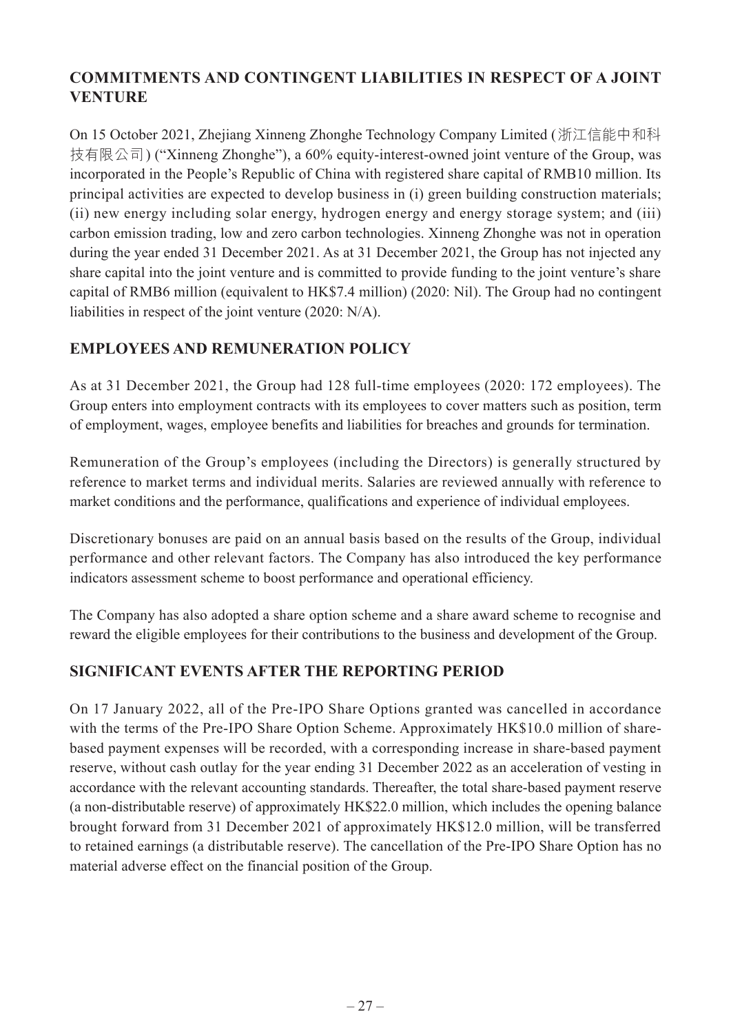## COMMITMENTS AND CONTINGENT LIABILITIES IN RESPECT OF A JOINT VENTURE

On 15 October 2021, Zhejiang Xinneng Zhonghe Technology Company Limited (浙江信能中和科技有限公司) ("Xinneng Zhonghe"), a 60% equity-interest-owned joint venture of the Group, was incorporated in the People's Republic of China with registered share capital of RMB10 million. Its principal activities are expected to develop business in (i) green building construction materials; (ii) new energy including solar energy, hydrogen energy and energy storage system; and (iii) carbon emission trading, low and zero carbon technologies. Xinneng Zhonghe was not in operation during the year ended 31 December 2021. As at 31 December 2021, the Group has not injected any share capital into the joint venture and is committed to provide funding to the joint venture's share capital of RMB6 million (equivalent to HK$7.4 million) (2020: Nil). The Group had no contingent liabilities in respect of the joint venture (2020: N/A).

## EMPLOYEES AND REMUNERATION POLICY

As at 31 December 2021, the Group had 128 full-time employees (2020: 172 employees). The Group enters into employment contracts with its employees to cover matters such as position, term of employment, wages, employee benefits and liabilities for breaches and grounds for termination.

Remuneration of the Group's employees (including the Directors) is generally structured by reference to market terms and individual merits. Salaries are reviewed annually with reference to market conditions and the performance, qualifications and experience of individual employees.

Discretionary bonuses are paid on an annual basis based on the results of the Group, individual performance and other relevant factors. The Company has also introduced the key performance indicators assessment scheme to boost performance and operational efficiency.

The Company has also adopted a share option scheme and a share award scheme to recognise and reward the eligible employees for their contributions to the business and development of the Group.

## SIGNIFICANT EVENTS AFTER THE REPORTING PERIOD

On 17 January 2022, all of the Pre-IPO Share Options granted was cancelled in accordance with the terms of the Pre-IPO Share Option Scheme. Approximately HK$10.0 million of share-based payment expenses will be recorded, with a corresponding increase in share-based payment reserve, without cash outlay for the year ending 31 December 2022 as an acceleration of vesting in accordance with the relevant accounting standards. Thereafter, the total share-based payment reserve (a non-distributable reserve) of approximately HK$22.0 million, which includes the opening balance brought forward from 31 December 2021 of approximately HK$12.0 million, will be transferred to retained earnings (a distributable reserve). The cancellation of the Pre-IPO Share Option has no material adverse effect on the financial position of the Group.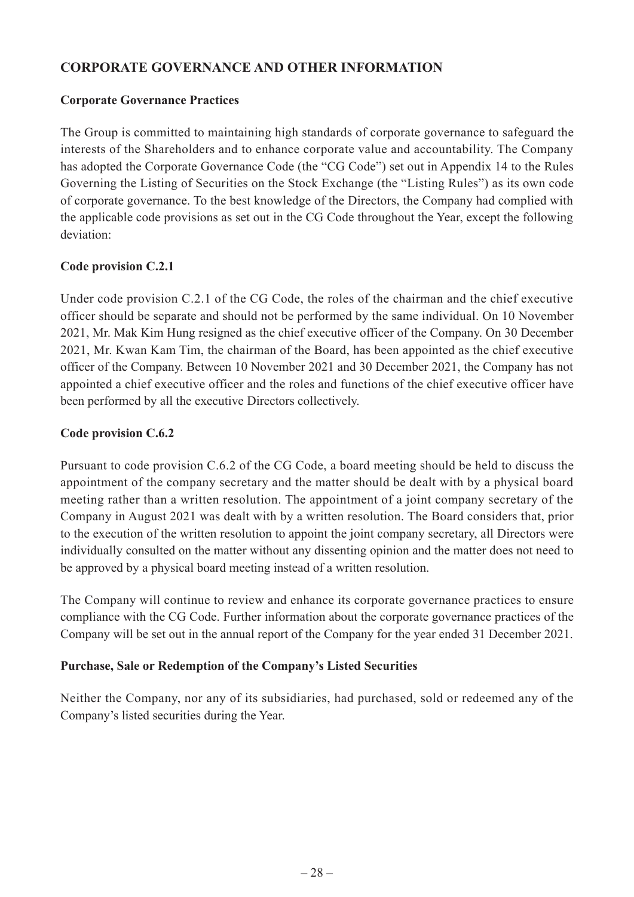## CORPORATE GOVERNANCE AND OTHER INFORMATION

### Corporate Governance Practices

The Group is committed to maintaining high standards of corporate governance to safeguard the interests of the Shareholders and to enhance corporate value and accountability. The Company has adopted the Corporate Governance Code (the "CG Code") set out in Appendix 14 to the Rules Governing the Listing of Securities on the Stock Exchange (the "Listing Rules") as its own code of corporate governance. To the best knowledge of the Directors, the Company had complied with the applicable code provisions as set out in the CG Code throughout the Year, except the following deviation:

### Code provision C.2.1

Under code provision C.2.1 of the CG Code, the roles of the chairman and the chief executive officer should be separate and should not be performed by the same individual. On 10 November 2021, Mr. Mak Kim Hung resigned as the chief executive officer of the Company. On 30 December 2021, Mr. Kwan Kam Tim, the chairman of the Board, has been appointed as the chief executive officer of the Company. Between 10 November 2021 and 30 December 2021, the Company has not appointed a chief executive officer and the roles and functions of the chief executive officer have been performed by all the executive Directors collectively.

### Code provision C.6.2

Pursuant to code provision C.6.2 of the CG Code, a board meeting should be held to discuss the appointment of the company secretary and the matter should be dealt with by a physical board meeting rather than a written resolution. The appointment of a joint company secretary of the Company in August 2021 was dealt with by a written resolution. The Board considers that, prior to the execution of the written resolution to appoint the joint company secretary, all Directors were individually consulted on the matter without any dissenting opinion and the matter does not need to be approved by a physical board meeting instead of a written resolution.

The Company will continue to review and enhance its corporate governance practices to ensure compliance with the CG Code. Further information about the corporate governance practices of the Company will be set out in the annual report of the Company for the year ended 31 December 2021.

### Purchase, Sale or Redemption of the Company's Listed Securities

Neither the Company, nor any of its subsidiaries, had purchased, sold or redeemed any of the Company's listed securities during the Year.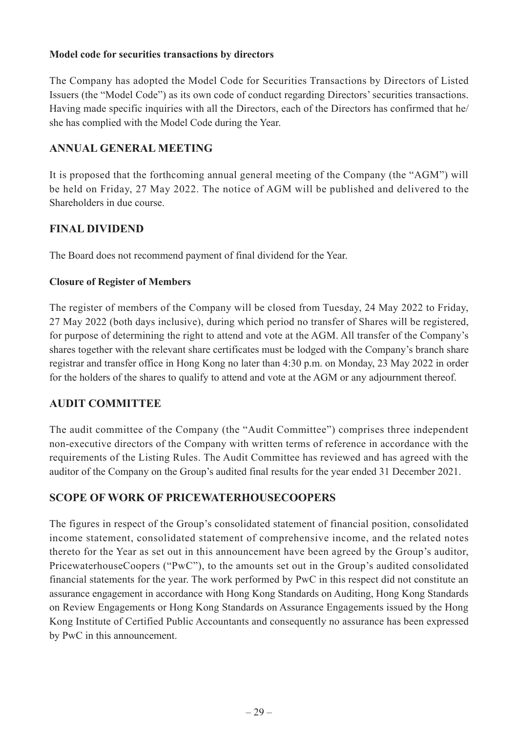### Model code for securities transactions by directors

The Company has adopted the Model Code for Securities Transactions by Directors of Listed Issuers (the "Model Code") as its own code of conduct regarding Directors' securities transactions. Having made specific inquiries with all the Directors, each of the Directors has confirmed that he/she has complied with the Model Code during the Year.

## ANNUAL GENERAL MEETING

It is proposed that the forthcoming annual general meeting of the Company (the "AGM") will be held on Friday, 27 May 2022. The notice of AGM will be published and delivered to the Shareholders in due course.

## FINAL DIVIDEND

The Board does not recommend payment of final dividend for the Year.

### Closure of Register of Members

The register of members of the Company will be closed from Tuesday, 24 May 2022 to Friday, 27 May 2022 (both days inclusive), during which period no transfer of Shares will be registered, for purpose of determining the right to attend and vote at the AGM. All transfer of the Company's shares together with the relevant share certificates must be lodged with the Company's branch share registrar and transfer office in Hong Kong no later than 4:30 p.m. on Monday, 23 May 2022 in order for the holders of the shares to qualify to attend and vote at the AGM or any adjournment thereof.

## AUDIT COMMITTEE

The audit committee of the Company (the "Audit Committee") comprises three independent non-executive directors of the Company with written terms of reference in accordance with the requirements of the Listing Rules. The Audit Committee has reviewed and has agreed with the auditor of the Company on the Group's audited final results for the year ended 31 December 2021.

## SCOPE OF WORK OF PRICEWATERHOUSECOOPERS

The figures in respect of the Group's consolidated statement of financial position, consolidated income statement, consolidated statement of comprehensive income, and the related notes thereto for the Year as set out in this announcement have been agreed by the Group's auditor, PricewaterhouseCoopers ("PwC"), to the amounts set out in the Group's audited consolidated financial statements for the year. The work performed by PwC in this respect did not constitute an assurance engagement in accordance with Hong Kong Standards on Auditing, Hong Kong Standards on Review Engagements or Hong Kong Standards on Assurance Engagements issued by the Hong Kong Institute of Certified Public Accountants and consequently no assurance has been expressed by PwC in this announcement.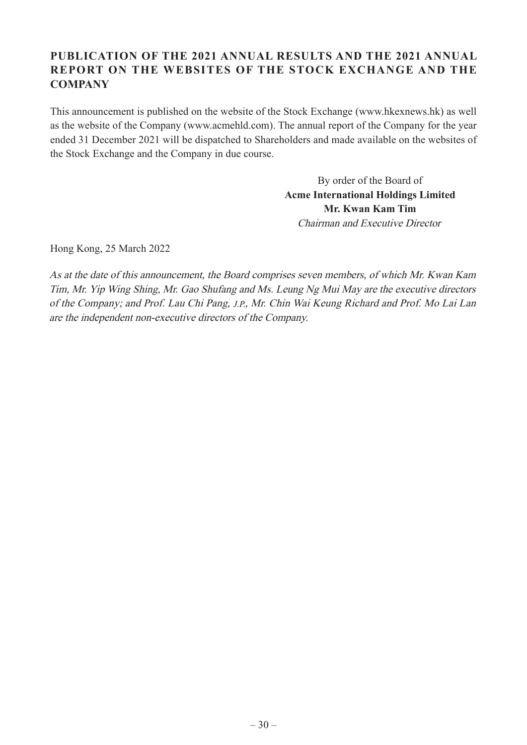## PUBLICATION OF THE 2021 ANNUAL RESULTS AND THE 2021 ANNUAL REPORT ON THE WEBSITES OF THE STOCK EXCHANGE AND THE COMPANY

This announcement is published on the website of the Stock Exchange (www.hkexnews.hk) as well as the website of the Company (www.acmehld.com). The annual report of the Company for the year ended 31 December 2021 will be dispatched to Shareholders and made available on the websites of the Stock Exchange and the Company in due course.

By order of the Board of  
**Acme International Holdings Limited**  
**Mr. Kwan Kam Tim**  
*Chairman and Executive Director*

Hong Kong, 25 March 2022

*As at the date of this announcement, the Board comprises seven members, of which Mr. Kwan Kam Tim, Mr. Yip Wing Shing, Mr. Gao Shufang and Ms. Leung Ng Mui May are the executive directors of the Company; and Prof. Lau Chi Pang, J.P., Mr. Chin Wai Keung Richard and Prof. Mo Lai Lan are the independent non-executive directors of the Company.*